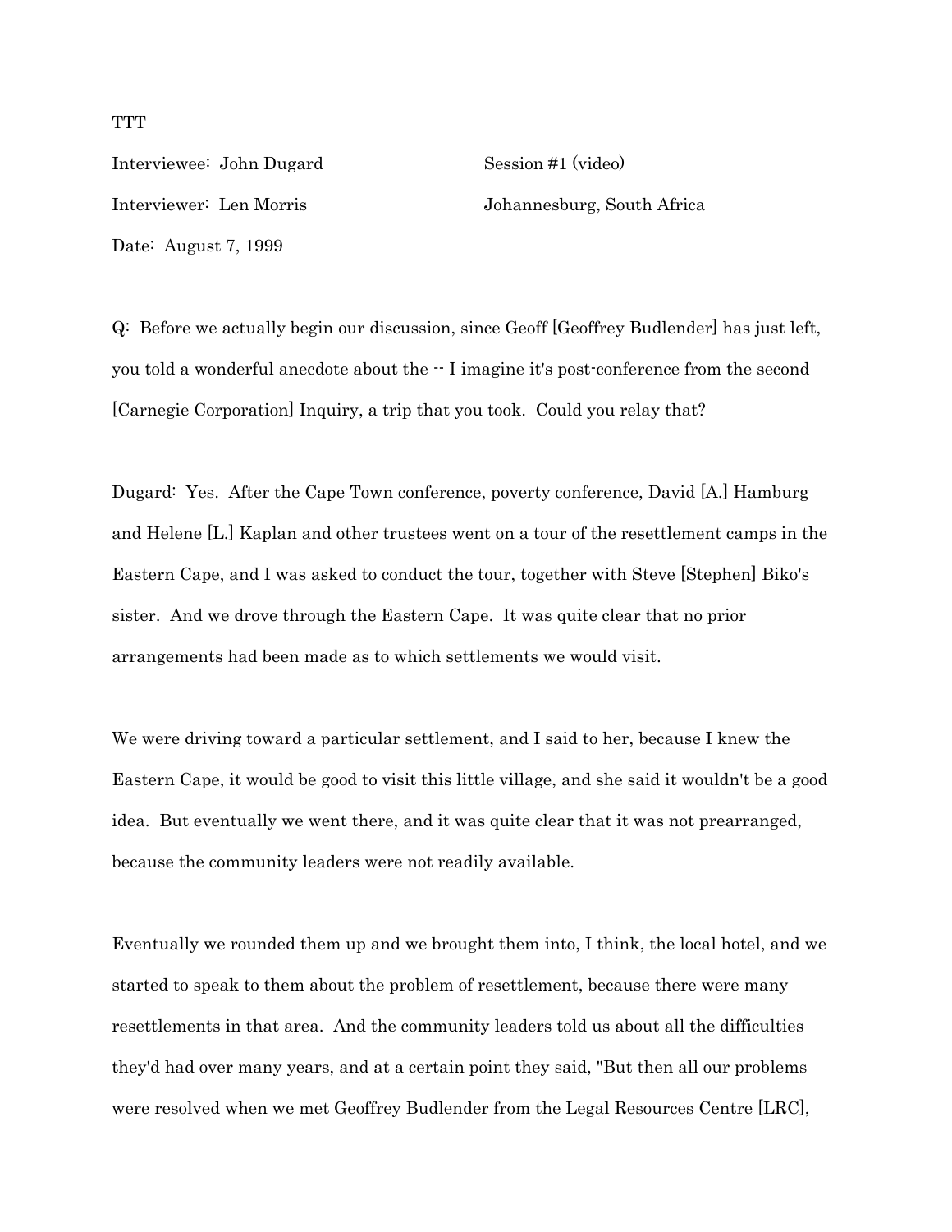TTT

Interviewee: John Dugard Session #1 (video)

Interviewer: Len Morris Johannesburg, South Africa

Date: August 7, 1999

Q: Before we actually begin our discussion, since Geoff [Geoffrey Budlender] has just left, you told a wonderful anecdote about the -- I imagine it's post-conference from the second [Carnegie Corporation] Inquiry, a trip that you took. Could you relay that?

Dugard: Yes. After the Cape Town conference, poverty conference, David [A.] Hamburg and Helene [L.] Kaplan and other trustees went on a tour of the resettlement camps in the Eastern Cape, and I was asked to conduct the tour, together with Steve [Stephen] Biko's sister. And we drove through the Eastern Cape. It was quite clear that no prior arrangements had been made as to which settlements we would visit.

We were driving toward a particular settlement, and I said to her, because I knew the Eastern Cape, it would be good to visit this little village, and she said it wouldn't be a good idea. But eventually we went there, and it was quite clear that it was not prearranged, because the community leaders were not readily available.

Eventually we rounded them up and we brought them into, I think, the local hotel, and we started to speak to them about the problem of resettlement, because there were many resettlements in that area. And the community leaders told us about all the difficulties they'd had over many years, and at a certain point they said, "But then all our problems were resolved when we met Geoffrey Budlender from the Legal Resources Centre [LRC],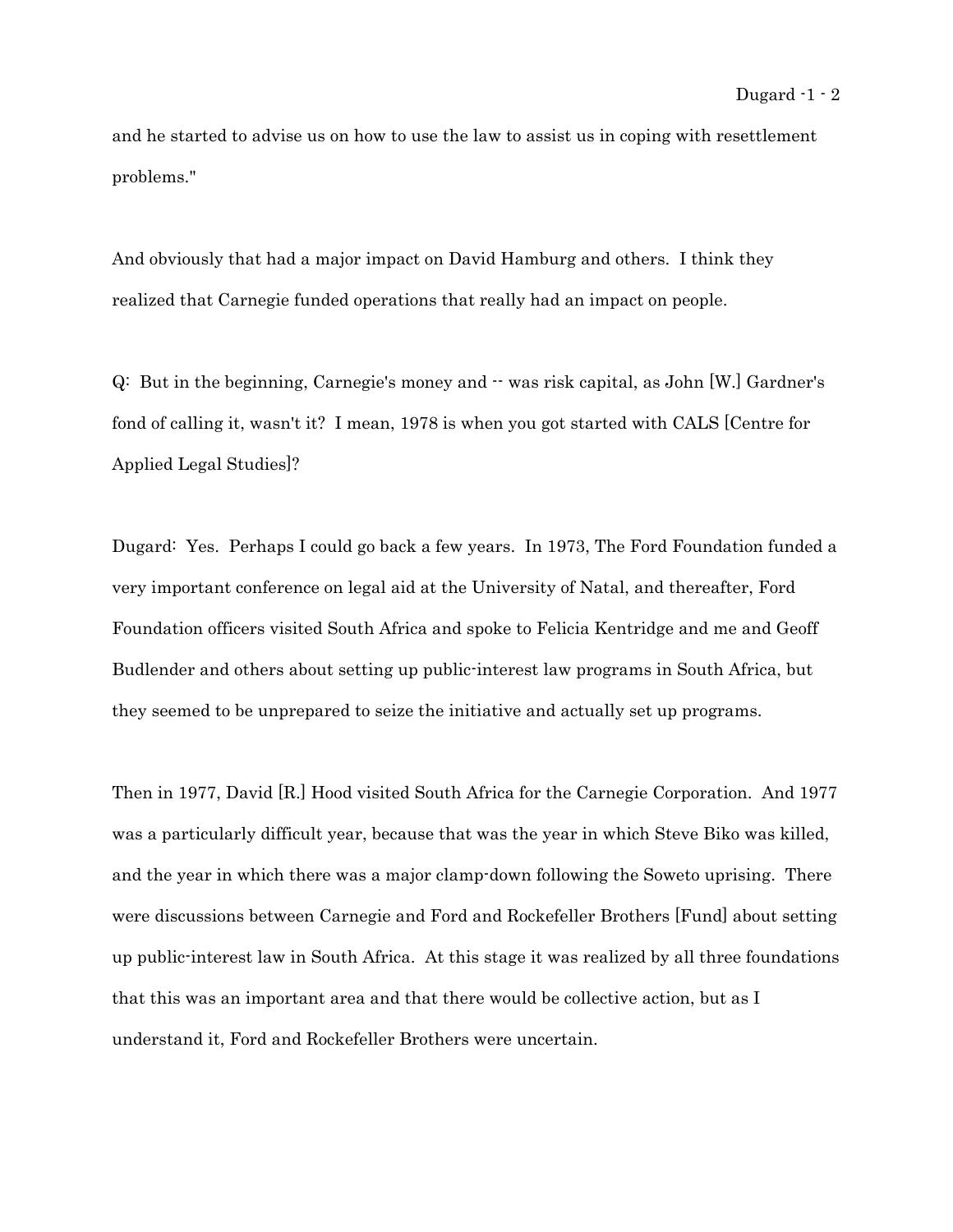and he started to advise us on how to use the law to assist us in coping with resettlement problems."

And obviously that had a major impact on David Hamburg and others. I think they realized that Carnegie funded operations that really had an impact on people.

Q: But in the beginning, Carnegie's money and -- was risk capital, as John [W.] Gardner's fond of calling it, wasn't it? I mean, 1978 is when you got started with CALS [Centre for Applied Legal Studies]?

Dugard: Yes. Perhaps I could go back a few years. In 1973, The Ford Foundation funded a very important conference on legal aid at the University of Natal, and thereafter, Ford Foundation officers visited South Africa and spoke to Felicia Kentridge and me and Geoff Budlender and others about setting up public-interest law programs in South Africa, but they seemed to be unprepared to seize the initiative and actually set up programs.

Then in 1977, David [R.] Hood visited South Africa for the Carnegie Corporation. And 1977 was a particularly difficult year, because that was the year in which Steve Biko was killed, and the year in which there was a major clamp-down following the Soweto uprising. There were discussions between Carnegie and Ford and Rockefeller Brothers [Fund] about setting up public-interest law in South Africa. At this stage it was realized by all three foundations that this was an important area and that there would be collective action, but as I understand it, Ford and Rockefeller Brothers were uncertain.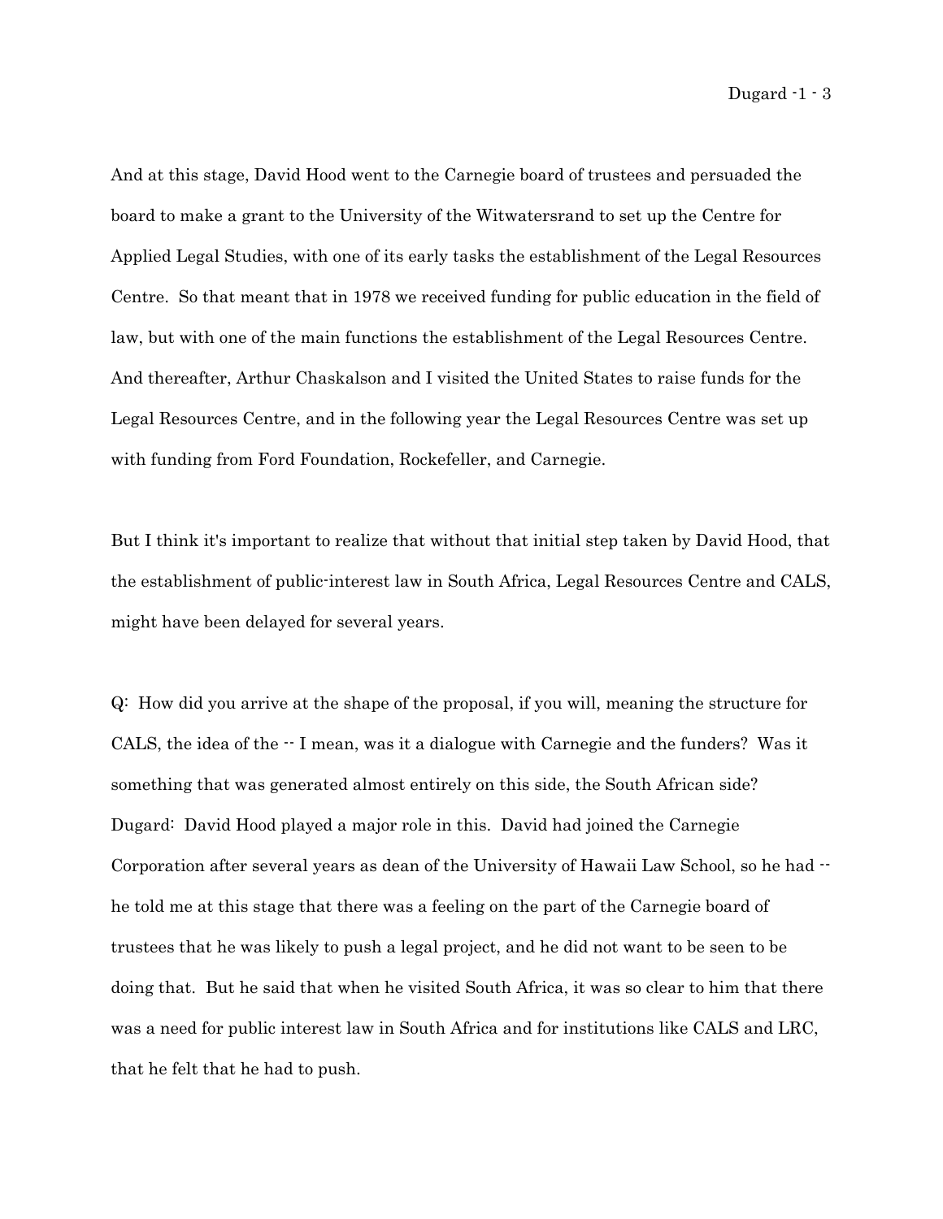And at this stage, David Hood went to the Carnegie board of trustees and persuaded the board to make a grant to the University of the Witwatersrand to set up the Centre for Applied Legal Studies, with one of its early tasks the establishment of the Legal Resources Centre. So that meant that in 1978 we received funding for public education in the field of law, but with one of the main functions the establishment of the Legal Resources Centre. And thereafter, Arthur Chaskalson and I visited the United States to raise funds for the Legal Resources Centre, and in the following year the Legal Resources Centre was set up with funding from Ford Foundation, Rockefeller, and Carnegie.

But I think it's important to realize that without that initial step taken by David Hood, that the establishment of public-interest law in South Africa, Legal Resources Centre and CALS, might have been delayed for several years.

Q: How did you arrive at the shape of the proposal, if you will, meaning the structure for CALS, the idea of the -- I mean, was it a dialogue with Carnegie and the funders? Was it something that was generated almost entirely on this side, the South African side?

Dugard: David Hood played a major role in this. David had joined the Carnegie Corporation after several years as dean of the University of Hawaii Law School, so he had -- he told me at this stage that there was a feeling on the part of the Carnegie board of trustees that he was likely to push a legal project, and he did not want to be seen to be doing that. But he said that when he visited South Africa, it was so clear to him that there was a need for public interest law in South Africa and for institutions like CALS and LRC, that he felt that he had to push.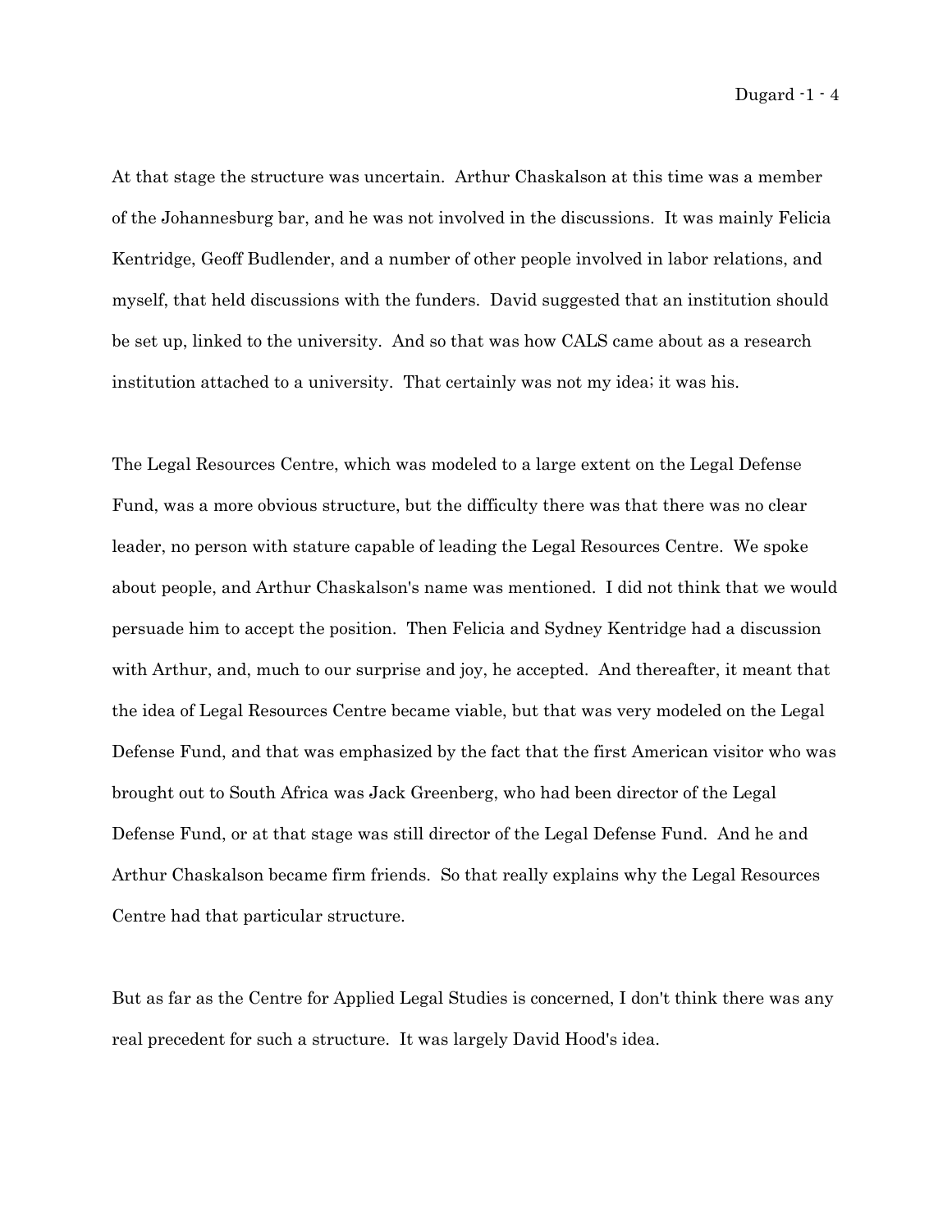At that stage the structure was uncertain. Arthur Chaskalson at this time was a member of the Johannesburg bar, and he was not involved in the discussions. It was mainly Felicia Kentridge, Geoff Budlender, and a number of other people involved in labor relations, and myself, that held discussions with the funders. David suggested that an institution should be set up, linked to the university. And so that was how CALS came about as a research institution attached to a university. That certainly was not my idea; it was his.

The Legal Resources Centre, which was modeled to a large extent on the Legal Defense Fund, was a more obvious structure, but the difficulty there was that there was no clear leader, no person with stature capable of leading the Legal Resources Centre. We spoke about people, and Arthur Chaskalson's name was mentioned. I did not think that we would persuade him to accept the position. Then Felicia and Sydney Kentridge had a discussion with Arthur, and, much to our surprise and joy, he accepted. And thereafter, it meant that the idea of Legal Resources Centre became viable, but that was very modeled on the Legal Defense Fund, and that was emphasized by the fact that the first American visitor who was brought out to South Africa was Jack Greenberg, who had been director of the Legal Defense Fund, or at that stage was still director of the Legal Defense Fund. And he and Arthur Chaskalson became firm friends. So that really explains why the Legal Resources Centre had that particular structure.

But as far as the Centre for Applied Legal Studies is concerned, I don't think there was any real precedent for such a structure. It was largely David Hood's idea.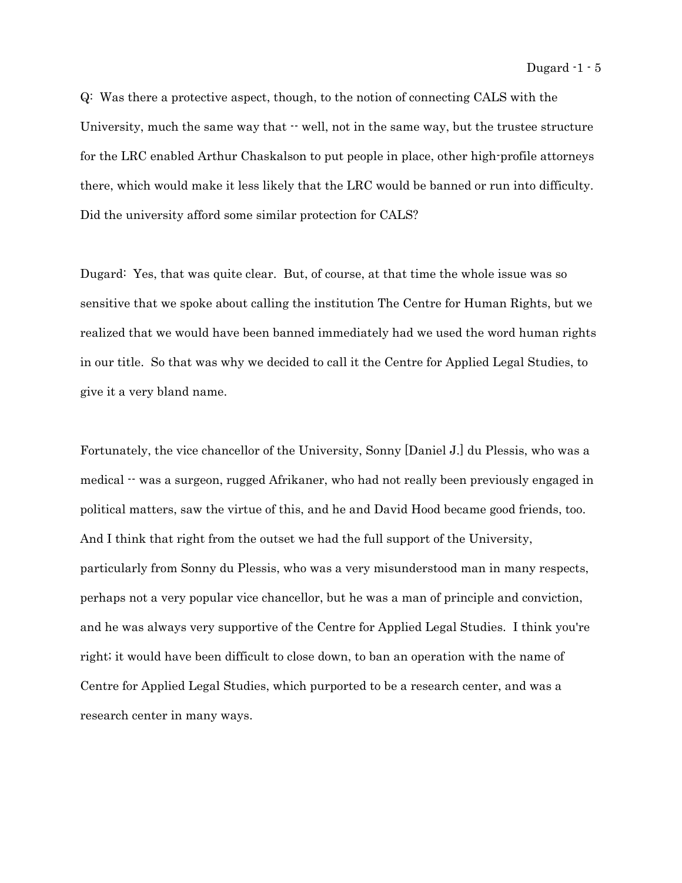Q: Was there a protective aspect, though, to the notion of connecting CALS with the University, much the same way that -- well, not in the same way, but the trustee structure for the LRC enabled Arthur Chaskalson to put people in place, other high-profile attorneys there, which would make it less likely that the LRC would be banned or run into difficulty. Did the university afford some similar protection for CALS?

Dugard: Yes, that was quite clear. But, of course, at that time the whole issue was so sensitive that we spoke about calling the institution The Centre for Human Rights, but we realized that we would have been banned immediately had we used the word human rights in our title. So that was why we decided to call it the Centre for Applied Legal Studies, to give it a very bland name.

Fortunately, the vice chancellor of the University, Sonny [Daniel J.] du Plessis, who was a medical -- was a surgeon, rugged Afrikaner, who had not really been previously engaged in political matters, saw the virtue of this, and he and David Hood became good friends, too. And I think that right from the outset we had the full support of the University, particularly from Sonny du Plessis, who was a very misunderstood man in many respects, perhaps not a very popular vice chancellor, but he was a man of principle and conviction, and he was always very supportive of the Centre for Applied Legal Studies. I think you're right; it would have been difficult to close down, to ban an operation with the name of Centre for Applied Legal Studies, which purported to be a research center, and was a research center in many ways.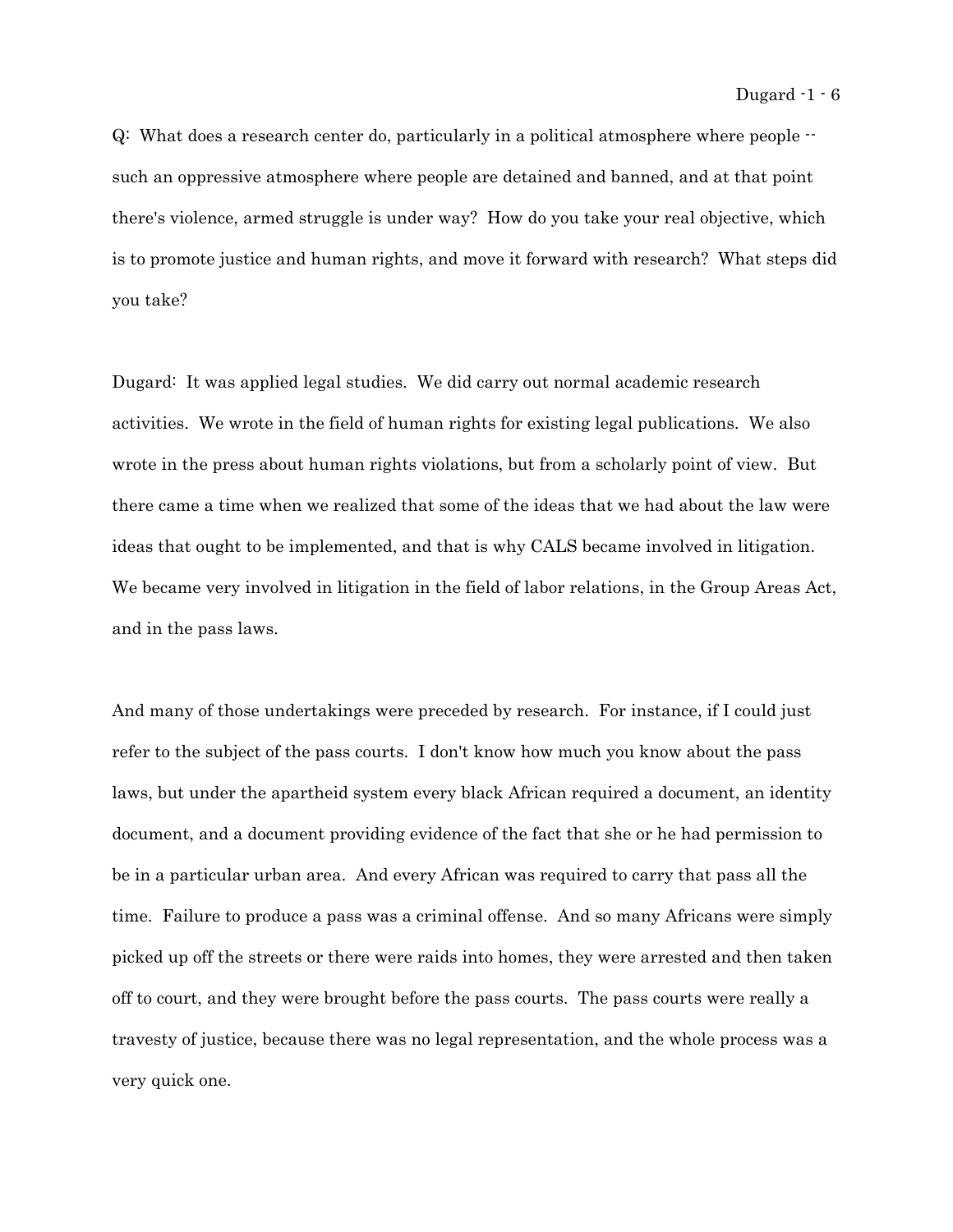Q: What does a research center do, particularly in a political atmosphere where people -- such an oppressive atmosphere where people are detained and banned, and at that point there's violence, armed struggle is under way? How do you take your real objective, which is to promote justice and human rights, and move it forward with research? What steps did you take?

Dugard: It was applied legal studies. We did carry out normal academic research activities. We wrote in the field of human rights for existing legal publications. We also wrote in the press about human rights violations, but from a scholarly point of view. But there came a time when we realized that some of the ideas that we had about the law were ideas that ought to be implemented, and that is why CALS became involved in litigation. We became very involved in litigation in the field of labor relations, in the Group Areas Act, and in the pass laws.

And many of those undertakings were preceded by research. For instance, if I could just refer to the subject of the pass courts. I don't know how much you know about the pass laws, but under the apartheid system every black African required a document, an identity document, and a document providing evidence of the fact that she or he had permission to be in a particular urban area. And every African was required to carry that pass all the time. Failure to produce a pass was a criminal offense. And so many Africans were simply picked up off the streets or there were raids into homes, they were arrested and then taken off to court, and they were brought before the pass courts. The pass courts were really a travesty of justice, because there was no legal representation, and the whole process was a very quick one.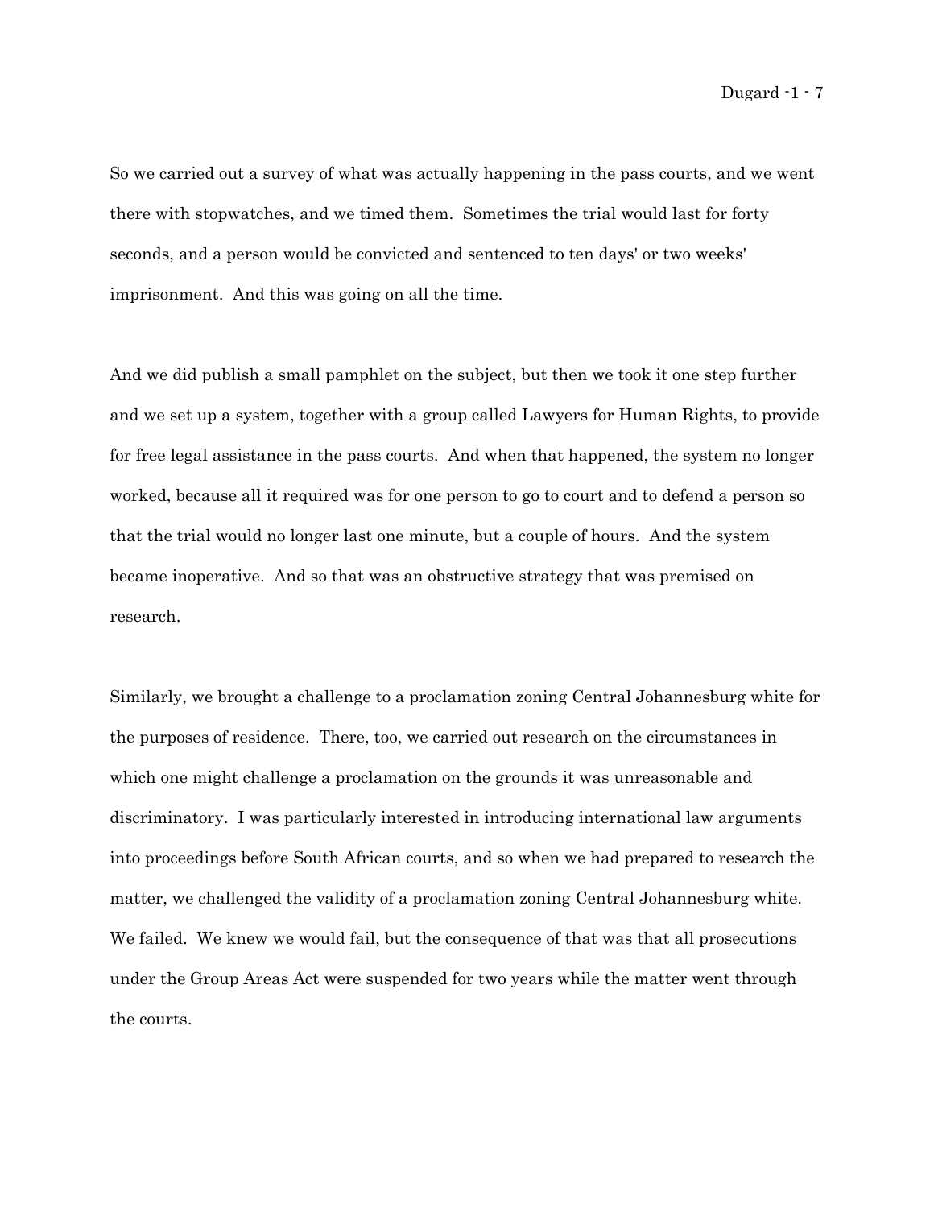So we carried out a survey of what was actually happening in the pass courts, and we went there with stopwatches, and we timed them. Sometimes the trial would last for forty seconds, and a person would be convicted and sentenced to ten days' or two weeks' imprisonment. And this was going on all the time.

And we did publish a small pamphlet on the subject, but then we took it one step further and we set up a system, together with a group called Lawyers for Human Rights, to provide for free legal assistance in the pass courts. And when that happened, the system no longer worked, because all it required was for one person to go to court and to defend a person so that the trial would no longer last one minute, but a couple of hours. And the system became inoperative. And so that was an obstructive strategy that was premised on research.

Similarly, we brought a challenge to a proclamation zoning Central Johannesburg white for the purposes of residence. There, too, we carried out research on the circumstances in which one might challenge a proclamation on the grounds it was unreasonable and discriminatory. I was particularly interested in introducing international law arguments into proceedings before South African courts, and so when we had prepared to research the matter, we challenged the validity of a proclamation zoning Central Johannesburg white. We failed. We knew we would fail, but the consequence of that was that all prosecutions under the Group Areas Act were suspended for two years while the matter went through the courts.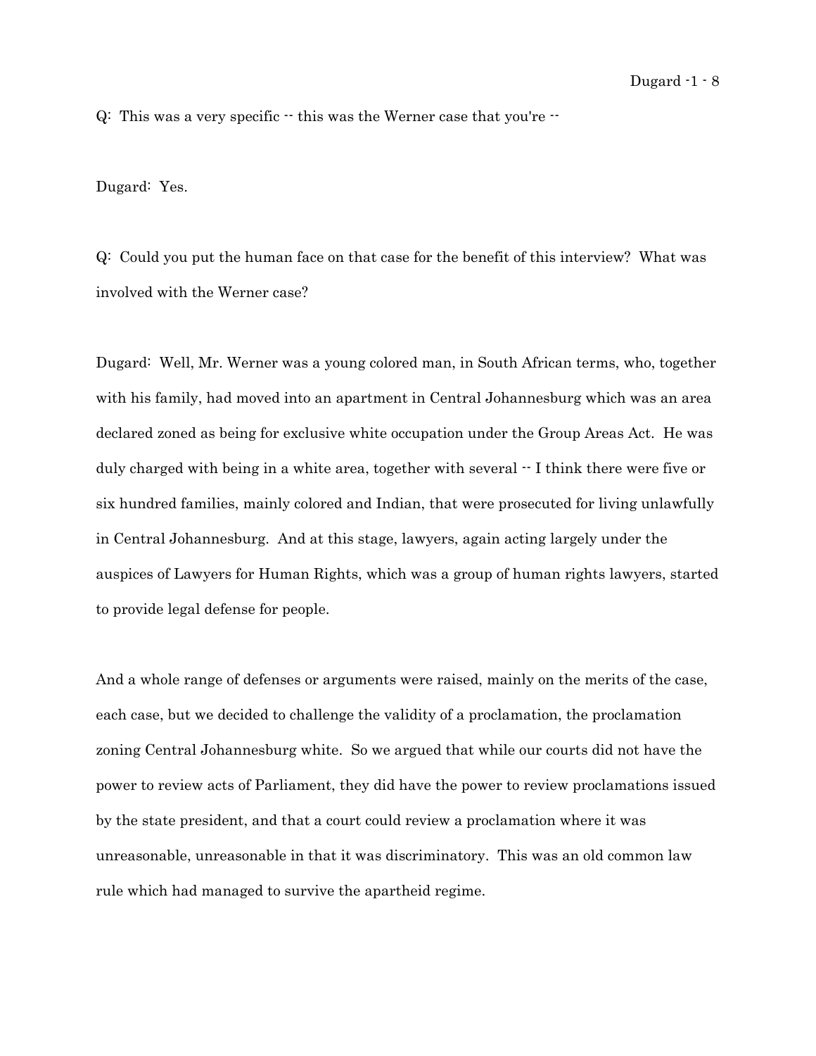Q: This was a very specific -- this was the Werner case that you're --

Dugard: Yes.

Q: Could you put the human face on that case for the benefit of this interview? What was involved with the Werner case?

Dugard: Well, Mr. Werner was a young colored man, in South African terms, who, together with his family, had moved into an apartment in Central Johannesburg which was an area declared zoned as being for exclusive white occupation under the Group Areas Act. He was duly charged with being in a white area, together with several -- I think there were five or six hundred families, mainly colored and Indian, that were prosecuted for living unlawfully in Central Johannesburg. And at this stage, lawyers, again acting largely under the auspices of Lawyers for Human Rights, which was a group of human rights lawyers, started to provide legal defense for people.

And a whole range of defenses or arguments were raised, mainly on the merits of the case, each case, but we decided to challenge the validity of a proclamation, the proclamation zoning Central Johannesburg white. So we argued that while our courts did not have the power to review acts of Parliament, they did have the power to review proclamations issued by the state president, and that a court could review a proclamation where it was unreasonable, unreasonable in that it was discriminatory. This was an old common law rule which had managed to survive the apartheid regime.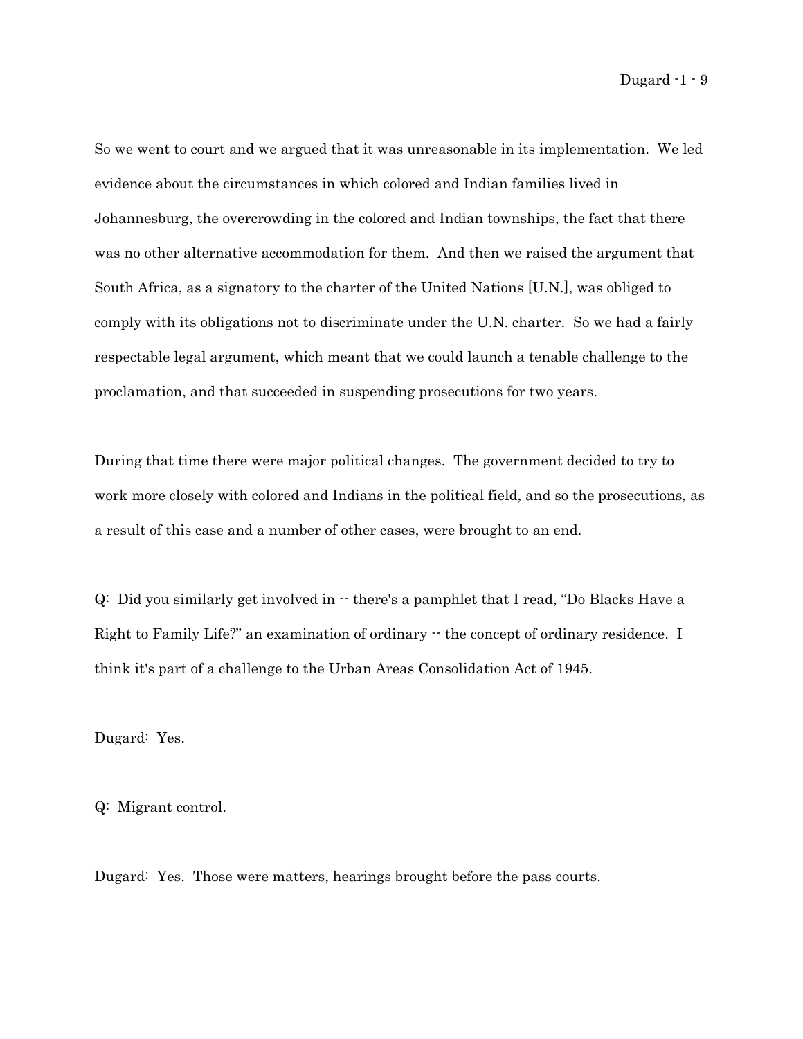So we went to court and we argued that it was unreasonable in its implementation. We led evidence about the circumstances in which colored and Indian families lived in Johannesburg, the overcrowding in the colored and Indian townships, the fact that there was no other alternative accommodation for them. And then we raised the argument that South Africa, as a signatory to the charter of the United Nations [U.N.], was obliged to comply with its obligations not to discriminate under the U.N. charter. So we had a fairly respectable legal argument, which meant that we could launch a tenable challenge to the proclamation, and that succeeded in suspending prosecutions for two years.

During that time there were major political changes. The government decided to try to work more closely with colored and Indians in the political field, and so the prosecutions, as a result of this case and a number of other cases, were brought to an end.

Q: Did you similarly get involved in -- there's a pamphlet that I read, "Do Blacks Have a Right to Family Life?" an examination of ordinary -- the concept of ordinary residence. I think it's part of a challenge to the Urban Areas Consolidation Act of 1945.

Dugard: Yes.

Q: Migrant control.

Dugard: Yes. Those were matters, hearings brought before the pass courts.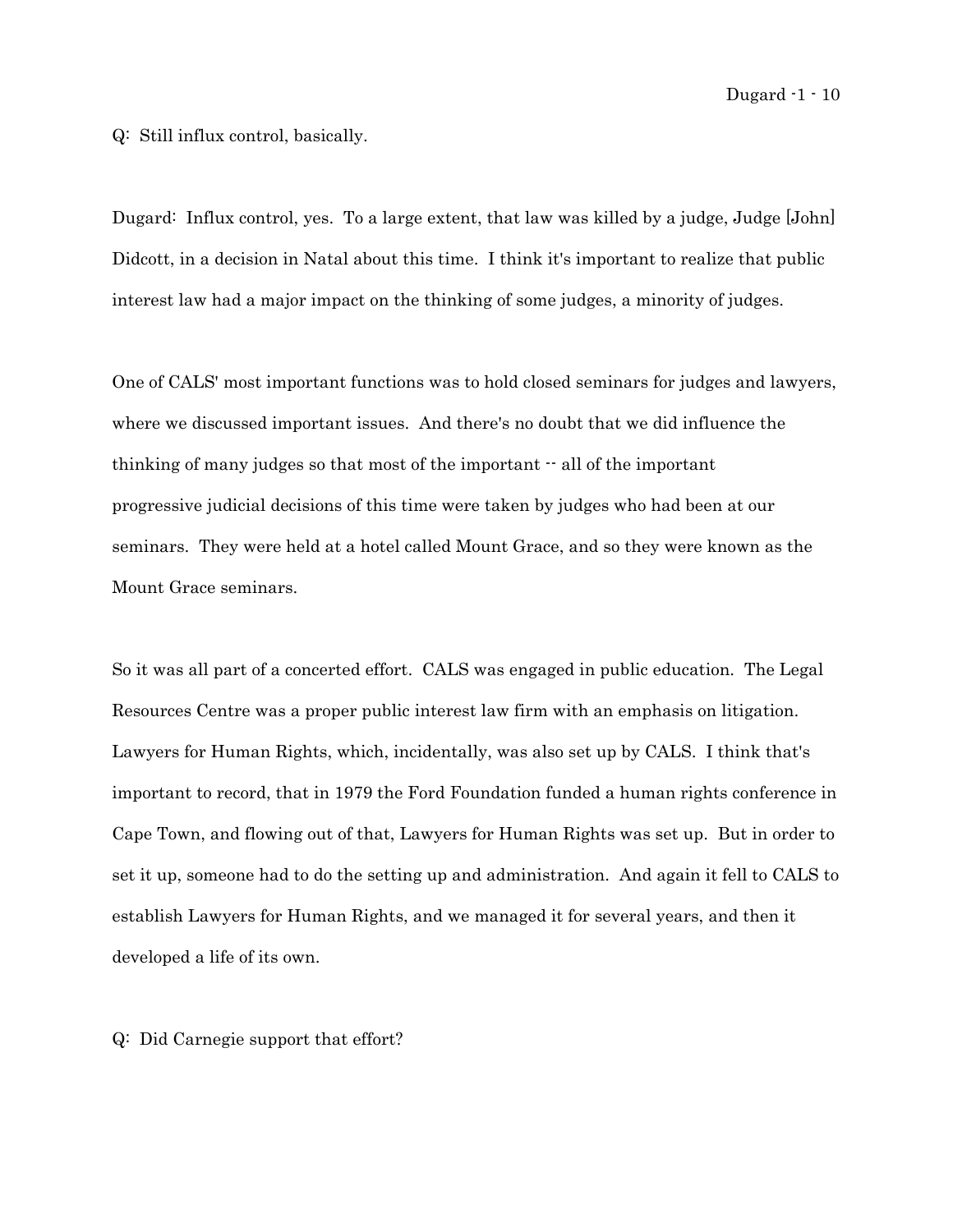Q: Still influx control, basically.

Dugard: Influx control, yes. To a large extent, that law was killed by a judge, Judge [John] Didcott, in a decision in Natal about this time. I think it's important to realize that public interest law had a major impact on the thinking of some judges, a minority of judges.

One of CALS' most important functions was to hold closed seminars for judges and lawyers, where we discussed important issues. And there's no doubt that we did influence the thinking of many judges so that most of the important -- all of the important progressive judicial decisions of this time were taken by judges who had been at our seminars. They were held at a hotel called Mount Grace, and so they were known as the Mount Grace seminars.

So it was all part of a concerted effort. CALS was engaged in public education. The Legal Resources Centre was a proper public interest law firm with an emphasis on litigation. Lawyers for Human Rights, which, incidentally, was also set up by CALS. I think that's important to record, that in 1979 the Ford Foundation funded a human rights conference in Cape Town, and flowing out of that, Lawyers for Human Rights was set up. But in order to set it up, someone had to do the setting up and administration. And again it fell to CALS to establish Lawyers for Human Rights, and we managed it for several years, and then it developed a life of its own.

Q: Did Carnegie support that effort?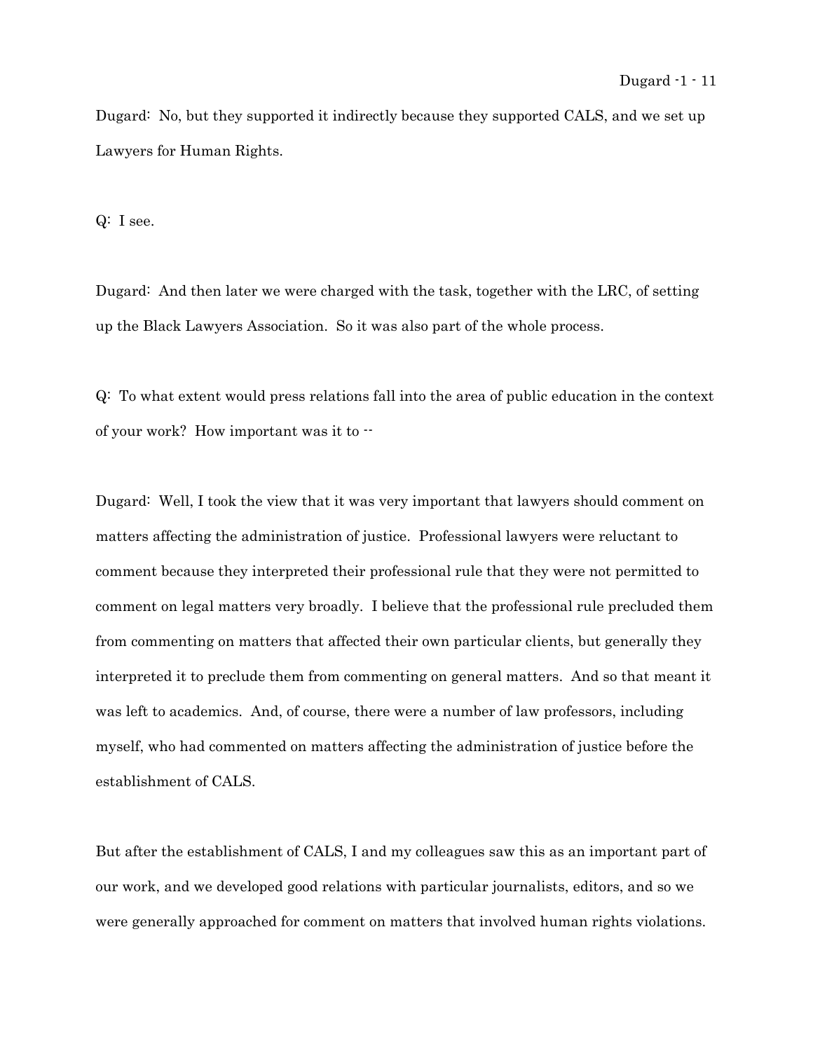Dugard: No, but they supported it indirectly because they supported CALS, and we set up Lawyers for Human Rights.

Q: I see.

Dugard: And then later we were charged with the task, together with the LRC, of setting up the Black Lawyers Association. So it was also part of the whole process.

Q: To what extent would press relations fall into the area of public education in the context of your work? How important was it to --

Dugard: Well, I took the view that it was very important that lawyers should comment on matters affecting the administration of justice. Professional lawyers were reluctant to comment because they interpreted their professional rule that they were not permitted to comment on legal matters very broadly. I believe that the professional rule precluded them from commenting on matters that affected their own particular clients, but generally they interpreted it to preclude them from commenting on general matters. And so that meant it was left to academics. And, of course, there were a number of law professors, including myself, who had commented on matters affecting the administration of justice before the establishment of CALS.

But after the establishment of CALS, I and my colleagues saw this as an important part of our work, and we developed good relations with particular journalists, editors, and so we were generally approached for comment on matters that involved human rights violations.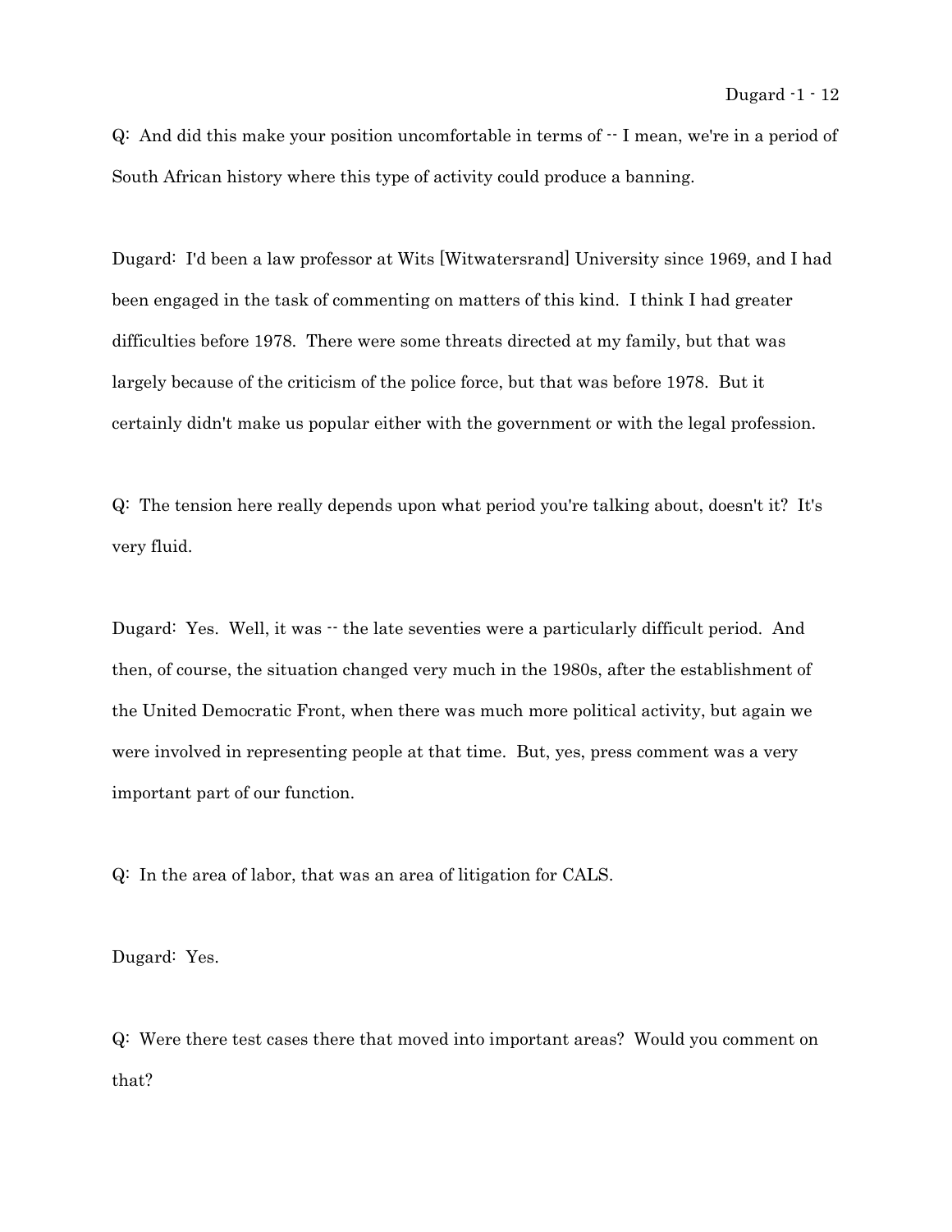Q: And did this make your position uncomfortable in terms of -- I mean, we're in a period of South African history where this type of activity could produce a banning.

Dugard: I'd been a law professor at Wits [Witwatersrand] University since 1969, and I had been engaged in the task of commenting on matters of this kind. I think I had greater difficulties before 1978. There were some threats directed at my family, but that was largely because of the criticism of the police force, but that was before 1978. But it certainly didn't make us popular either with the government or with the legal profession.

Q: The tension here really depends upon what period you're talking about, doesn't it? It's very fluid.

Dugard: Yes. Well, it was -- the late seventies were a particularly difficult period. And then, of course, the situation changed very much in the 1980s, after the establishment of the United Democratic Front, when there was much more political activity, but again we were involved in representing people at that time. But, yes, press comment was a very important part of our function.

Q: In the area of labor, that was an area of litigation for CALS.

Dugard: Yes.

Q: Were there test cases there that moved into important areas? Would you comment on that?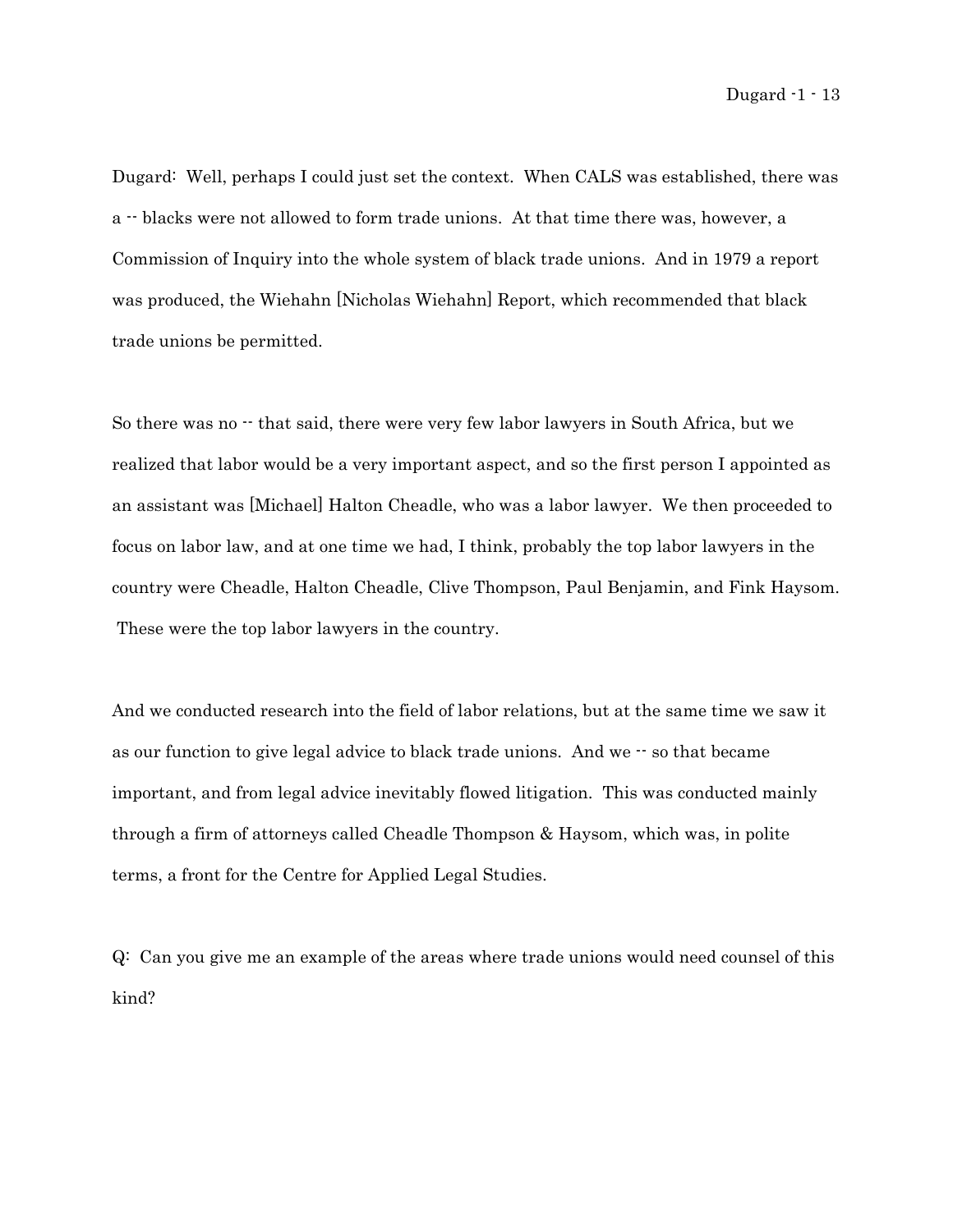Dugard: Well, perhaps I could just set the context. When CALS was established, there was a -- blacks were not allowed to form trade unions. At that time there was, however, a Commission of Inquiry into the whole system of black trade unions. And in 1979 a report was produced, the Wiehahn [Nicholas Wiehahn] Report, which recommended that black trade unions be permitted.

So there was no -- that said, there were very few labor lawyers in South Africa, but we realized that labor would be a very important aspect, and so the first person I appointed as an assistant was [Michael] Halton Cheadle, who was a labor lawyer. We then proceeded to focus on labor law, and at one time we had, I think, probably the top labor lawyers in the country were Cheadle, Halton Cheadle, Clive Thompson, Paul Benjamin, and Fink Haysom. These were the top labor lawyers in the country.

And we conducted research into the field of labor relations, but at the same time we saw it as our function to give legal advice to black trade unions. And we -- so that became important, and from legal advice inevitably flowed litigation. This was conducted mainly through a firm of attorneys called Cheadle Thompson & Haysom, which was, in polite terms, a front for the Centre for Applied Legal Studies.

Q: Can you give me an example of the areas where trade unions would need counsel of this kind?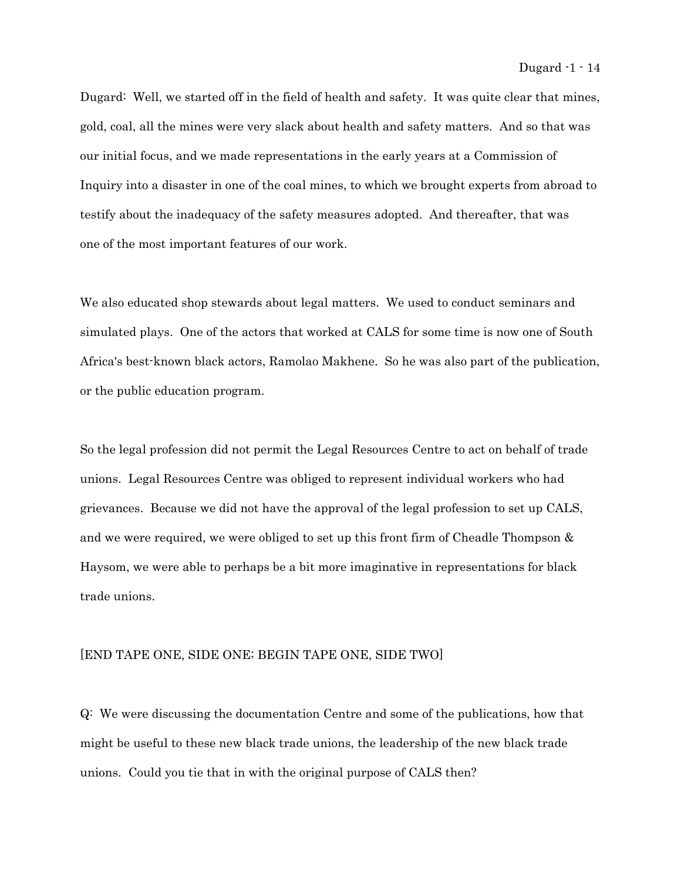Dugard: Well, we started off in the field of health and safety. It was quite clear that mines, gold, coal, all the mines were very slack about health and safety matters. And so that was our initial focus, and we made representations in the early years at a Commission of Inquiry into a disaster in one of the coal mines, to which we brought experts from abroad to testify about the inadequacy of the safety measures adopted. And thereafter, that was one of the most important features of our work.

We also educated shop stewards about legal matters. We used to conduct seminars and simulated plays. One of the actors that worked at CALS for some time is now one of South Africa's best-known black actors, Ramolao Makhene. So he was also part of the publication, or the public education program.

So the legal profession did not permit the Legal Resources Centre to act on behalf of trade unions. Legal Resources Centre was obliged to represent individual workers who had grievances. Because we did not have the approval of the legal profession to set up CALS, and we were required, we were obliged to set up this front firm of Cheadle Thompson & Haysom, we were able to perhaps be a bit more imaginative in representations for black trade unions.

[END TAPE ONE, SIDE ONE; BEGIN TAPE ONE, SIDE TWO]

Q: We were discussing the documentation Centre and some of the publications, how that might be useful to these new black trade unions, the leadership of the new black trade unions. Could you tie that in with the original purpose of CALS then?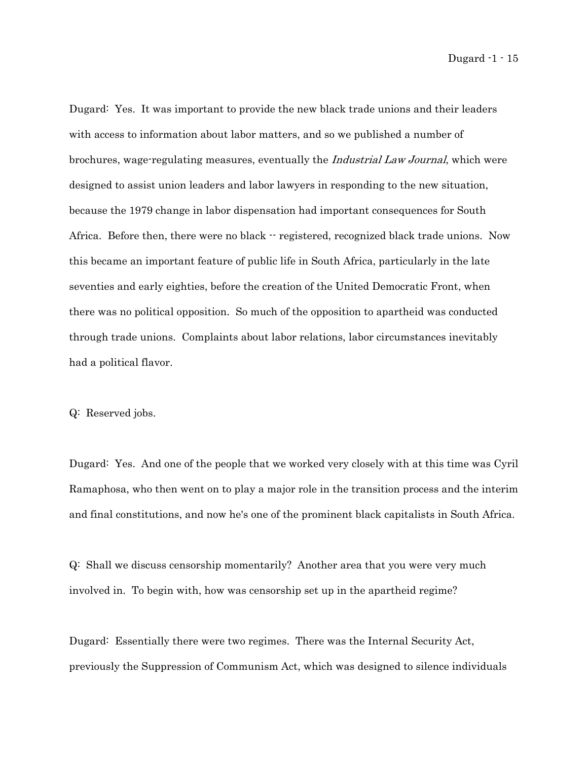Dugard: Yes. It was important to provide the new black trade unions and their leaders with access to information about labor matters, and so we published a number of brochures, wage-regulating measures, eventually the *Industrial Law Journal*, which were designed to assist union leaders and labor lawyers in responding to the new situation, because the 1979 change in labor dispensation had important consequences for South Africa. Before then, there were no black -- registered, recognized black trade unions. Now this became an important feature of public life in South Africa, particularly in the late seventies and early eighties, before the creation of the United Democratic Front, when there was no political opposition. So much of the opposition to apartheid was conducted through trade unions. Complaints about labor relations, labor circumstances inevitably had a political flavor.

Q: Reserved jobs.

Dugard: Yes. And one of the people that we worked very closely with at this time was Cyril Ramaphosa, who then went on to play a major role in the transition process and the interim and final constitutions, and now he's one of the prominent black capitalists in South Africa.

Q: Shall we discuss censorship momentarily? Another area that you were very much involved in. To begin with, how was censorship set up in the apartheid regime?

Dugard: Essentially there were two regimes. There was the Internal Security Act, previously the Suppression of Communism Act, which was designed to silence individuals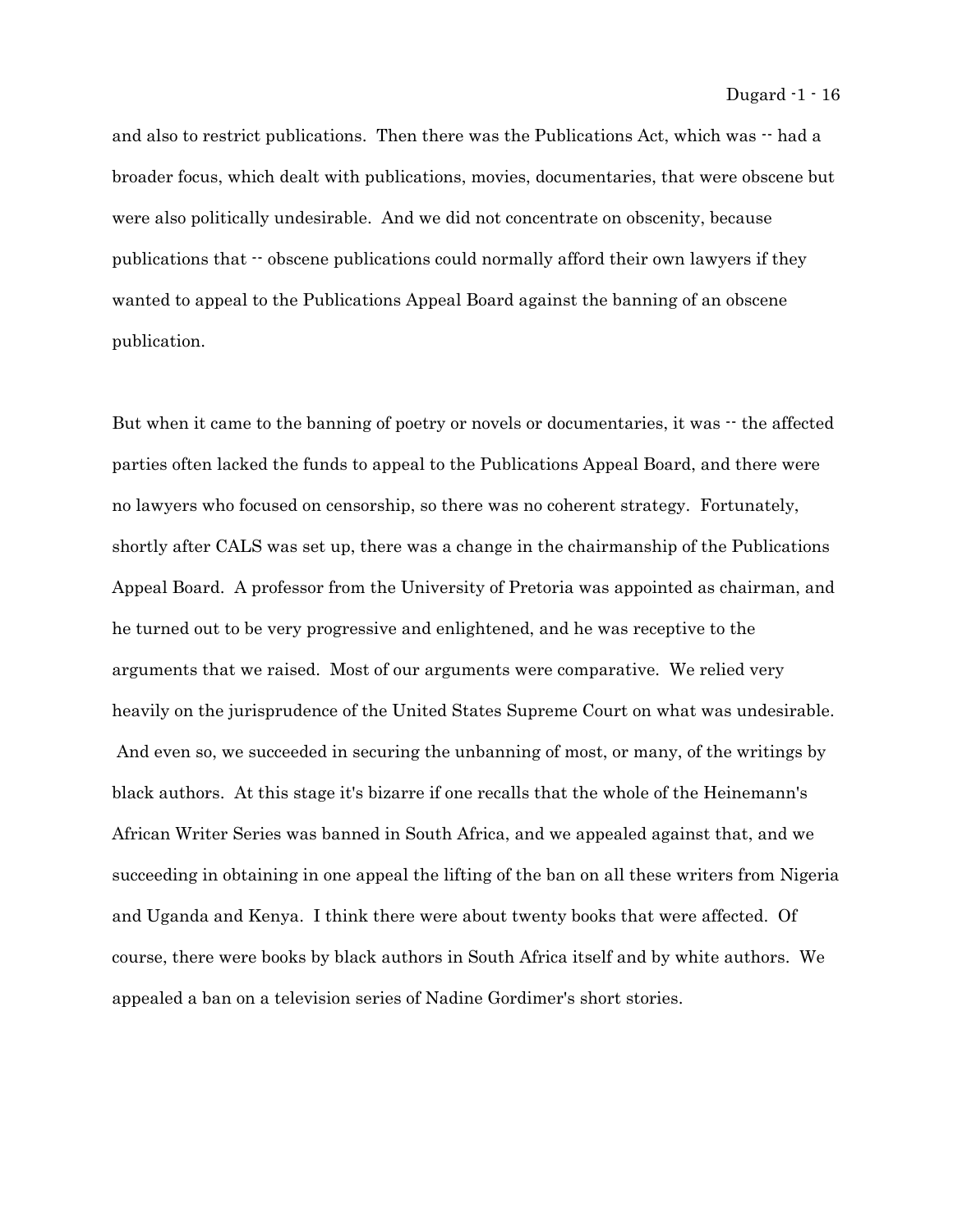and also to restrict publications. Then there was the Publications Act, which was -- had a broader focus, which dealt with publications, movies, documentaries, that were obscene but were also politically undesirable. And we did not concentrate on obscenity, because publications that -- obscene publications could normally afford their own lawyers if they wanted to appeal to the Publications Appeal Board against the banning of an obscene publication.

But when it came to the banning of poetry or novels or documentaries, it was -- the affected parties often lacked the funds to appeal to the Publications Appeal Board, and there were no lawyers who focused on censorship, so there was no coherent strategy. Fortunately, shortly after CALS was set up, there was a change in the chairmanship of the Publications Appeal Board. A professor from the University of Pretoria was appointed as chairman, and he turned out to be very progressive and enlightened, and he was receptive to the arguments that we raised. Most of our arguments were comparative. We relied very heavily on the jurisprudence of the United States Supreme Court on what was undesirable. And even so, we succeeded in securing the unbanning of most, or many, of the writings by black authors. At this stage it's bizarre if one recalls that the whole of the Heinemann's African Writer Series was banned in South Africa, and we appealed against that, and we succeeding in obtaining in one appeal the lifting of the ban on all these writers from Nigeria and Uganda and Kenya. I think there were about twenty books that were affected. Of course, there were books by black authors in South Africa itself and by white authors. We appealed a ban on a television series of Nadine Gordimer's short stories.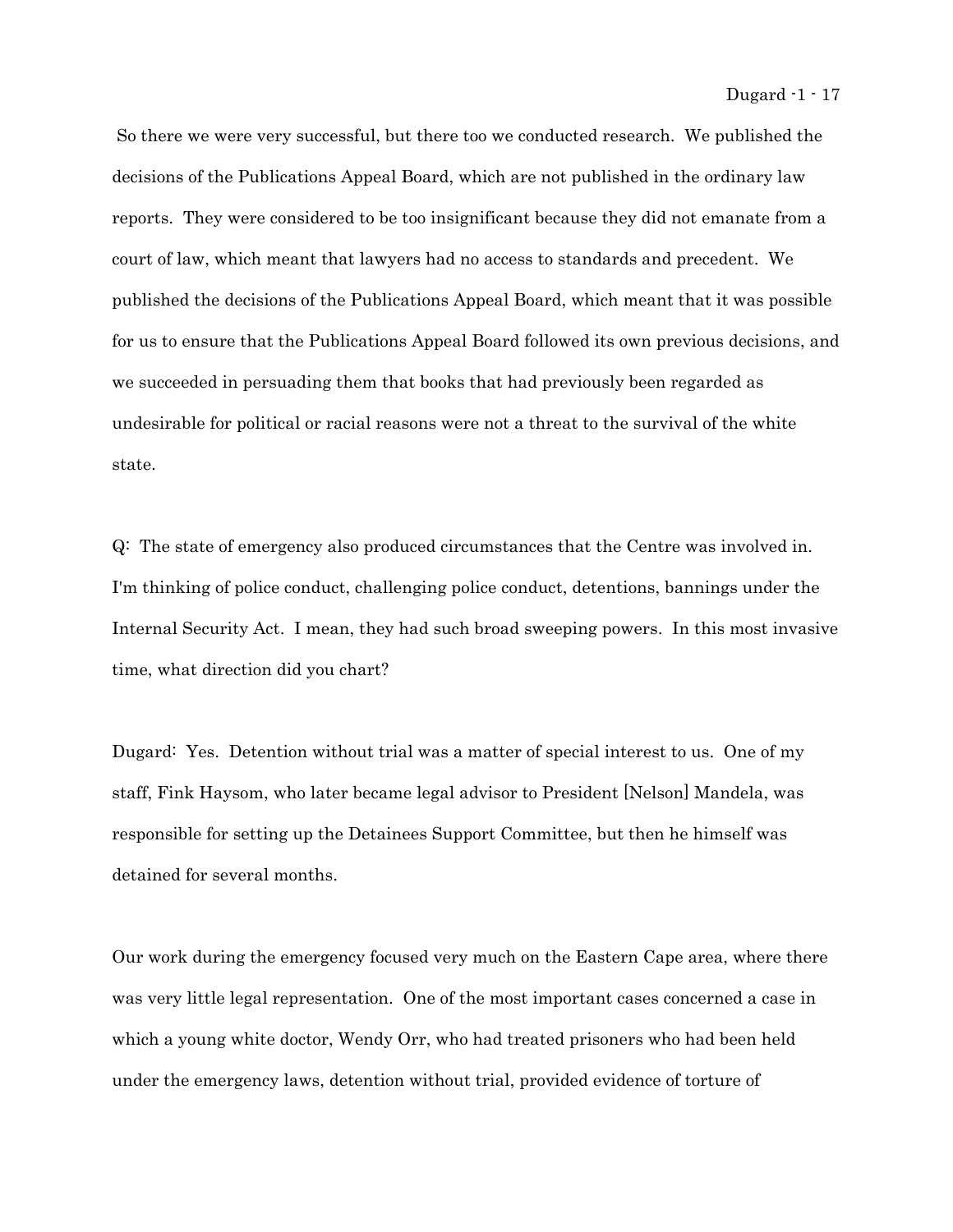So there we were very successful, but there too we conducted research. We published the decisions of the Publications Appeal Board, which are not published in the ordinary law reports. They were considered to be too insignificant because they did not emanate from a court of law, which meant that lawyers had no access to standards and precedent. We published the decisions of the Publications Appeal Board, which meant that it was possible for us to ensure that the Publications Appeal Board followed its own previous decisions, and we succeeded in persuading them that books that had previously been regarded as undesirable for political or racial reasons were not a threat to the survival of the white state.

Q: The state of emergency also produced circumstances that the Centre was involved in. I'm thinking of police conduct, challenging police conduct, detentions, bannings under the Internal Security Act. I mean, they had such broad sweeping powers. In this most invasive time, what direction did you chart?

Dugard: Yes. Detention without trial was a matter of special interest to us. One of my staff, Fink Haysom, who later became legal advisor to President [Nelson] Mandela, was responsible for setting up the Detainees Support Committee, but then he himself was detained for several months.

Our work during the emergency focused very much on the Eastern Cape area, where there was very little legal representation. One of the most important cases concerned a case in which a young white doctor, Wendy Orr, who had treated prisoners who had been held under the emergency laws, detention without trial, provided evidence of torture of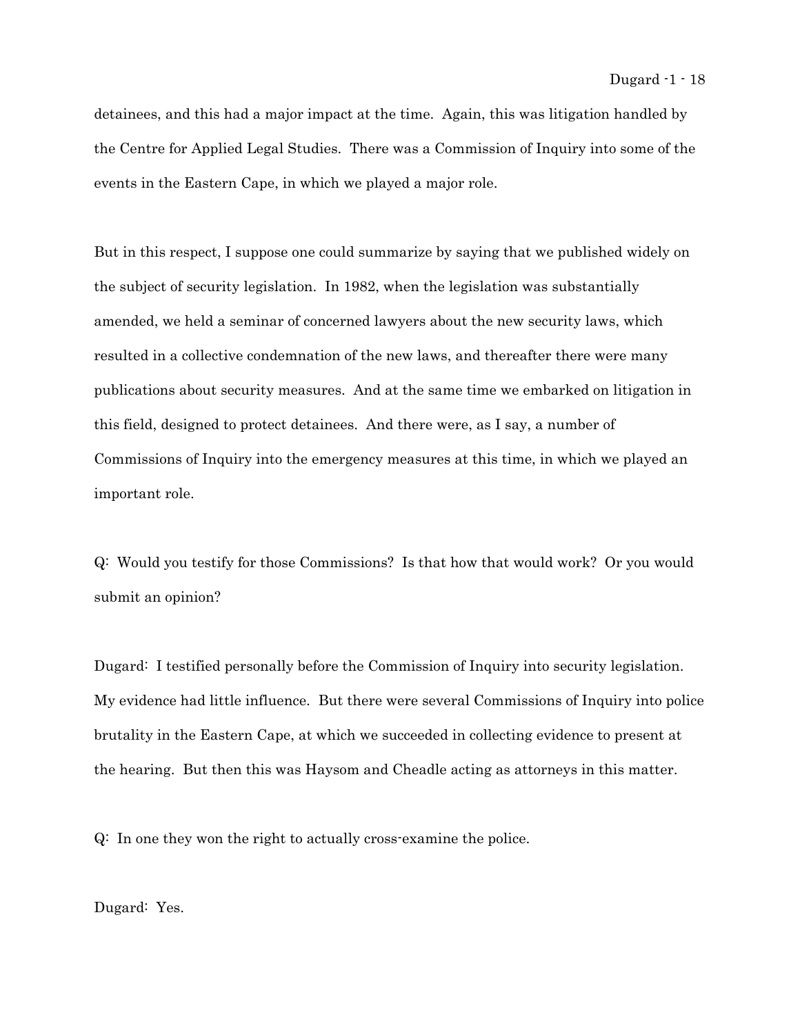detainees, and this had a major impact at the time. Again, this was litigation handled by the Centre for Applied Legal Studies. There was a Commission of Inquiry into some of the events in the Eastern Cape, in which we played a major role.

But in this respect, I suppose one could summarize by saying that we published widely on the subject of security legislation. In 1982, when the legislation was substantially amended, we held a seminar of concerned lawyers about the new security laws, which resulted in a collective condemnation of the new laws, and thereafter there were many publications about security measures. And at the same time we embarked on litigation in this field, designed to protect detainees. And there were, as I say, a number of Commissions of Inquiry into the emergency measures at this time, in which we played an important role.

Q: Would you testify for those Commissions? Is that how that would work? Or you would submit an opinion?

Dugard: I testified personally before the Commission of Inquiry into security legislation. My evidence had little influence. But there were several Commissions of Inquiry into police brutality in the Eastern Cape, at which we succeeded in collecting evidence to present at the hearing. But then this was Haysom and Cheadle acting as attorneys in this matter.

Q: In one they won the right to actually cross-examine the police.

Dugard: Yes.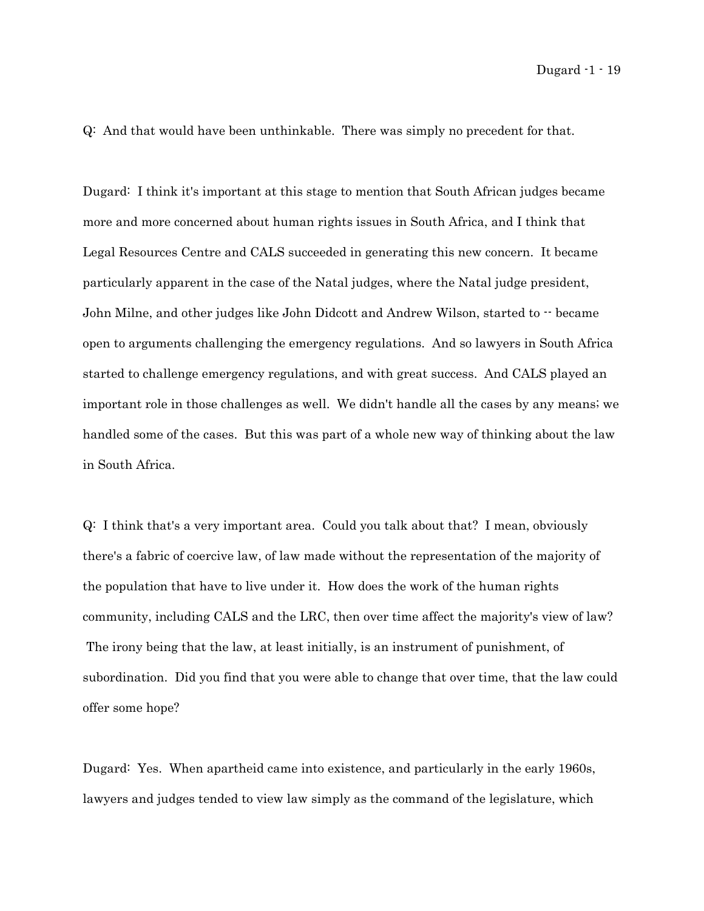Q: And that would have been unthinkable. There was simply no precedent for that.

Dugard: I think it's important at this stage to mention that South African judges became more and more concerned about human rights issues in South Africa, and I think that Legal Resources Centre and CALS succeeded in generating this new concern. It became particularly apparent in the case of the Natal judges, where the Natal judge president, John Milne, and other judges like John Didcott and Andrew Wilson, started to -- became open to arguments challenging the emergency regulations. And so lawyers in South Africa started to challenge emergency regulations, and with great success. And CALS played an important role in those challenges as well. We didn't handle all the cases by any means; we handled some of the cases. But this was part of a whole new way of thinking about the law in South Africa.

Q: I think that's a very important area. Could you talk about that? I mean, obviously there's a fabric of coercive law, of law made without the representation of the majority of the population that have to live under it. How does the work of the human rights community, including CALS and the LRC, then over time affect the majority's view of law? The irony being that the law, at least initially, is an instrument of punishment, of subordination. Did you find that you were able to change that over time, that the law could offer some hope?

Dugard: Yes. When apartheid came into existence, and particularly in the early 1960s, lawyers and judges tended to view law simply as the command of the legislature, which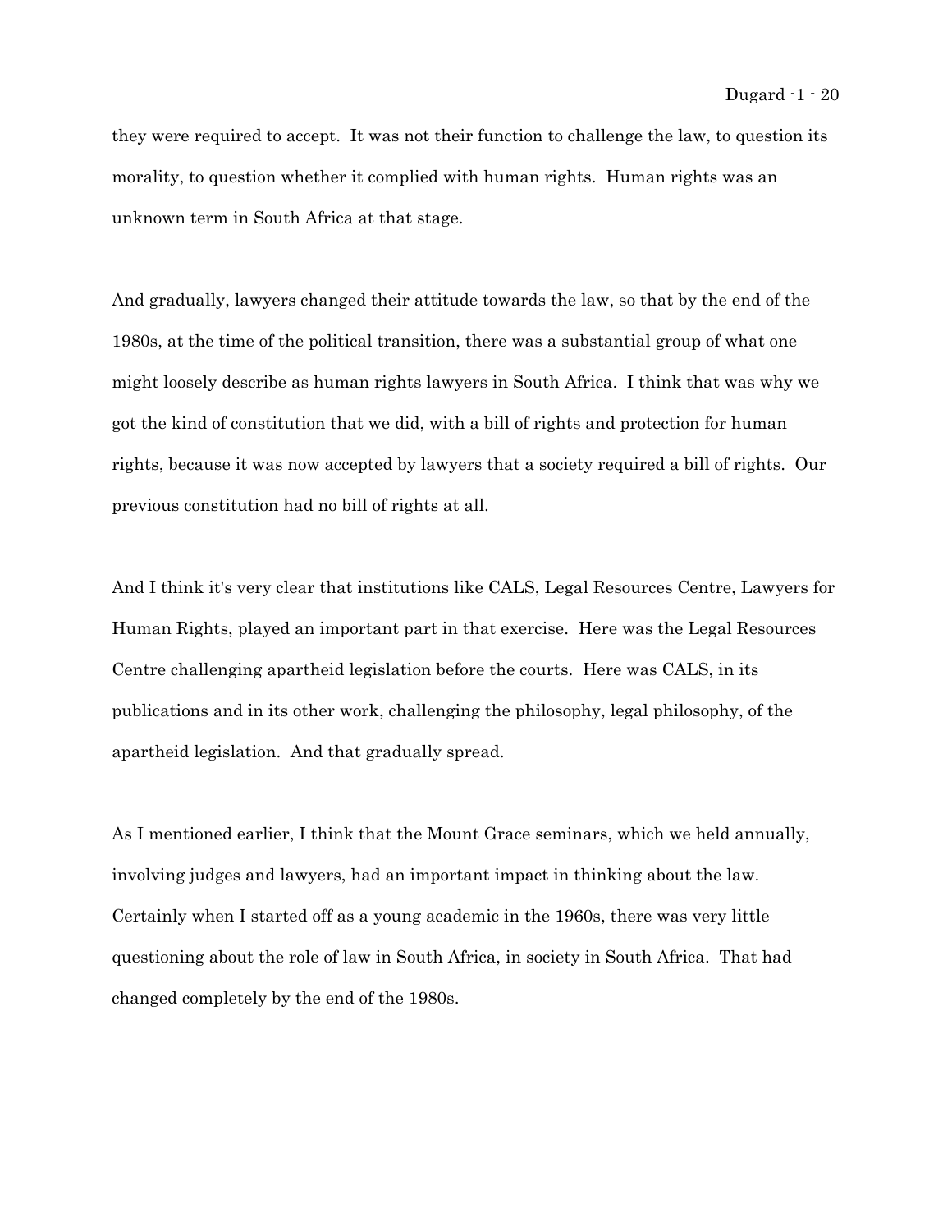they were required to accept. It was not their function to challenge the law, to question its morality, to question whether it complied with human rights. Human rights was an unknown term in South Africa at that stage.

And gradually, lawyers changed their attitude towards the law, so that by the end of the 1980s, at the time of the political transition, there was a substantial group of what one might loosely describe as human rights lawyers in South Africa. I think that was why we got the kind of constitution that we did, with a bill of rights and protection for human rights, because it was now accepted by lawyers that a society required a bill of rights. Our previous constitution had no bill of rights at all.

And I think it's very clear that institutions like CALS, Legal Resources Centre, Lawyers for Human Rights, played an important part in that exercise. Here was the Legal Resources Centre challenging apartheid legislation before the courts. Here was CALS, in its publications and in its other work, challenging the philosophy, legal philosophy, of the apartheid legislation. And that gradually spread.

As I mentioned earlier, I think that the Mount Grace seminars, which we held annually, involving judges and lawyers, had an important impact in thinking about the law. Certainly when I started off as a young academic in the 1960s, there was very little questioning about the role of law in South Africa, in society in South Africa. That had changed completely by the end of the 1980s.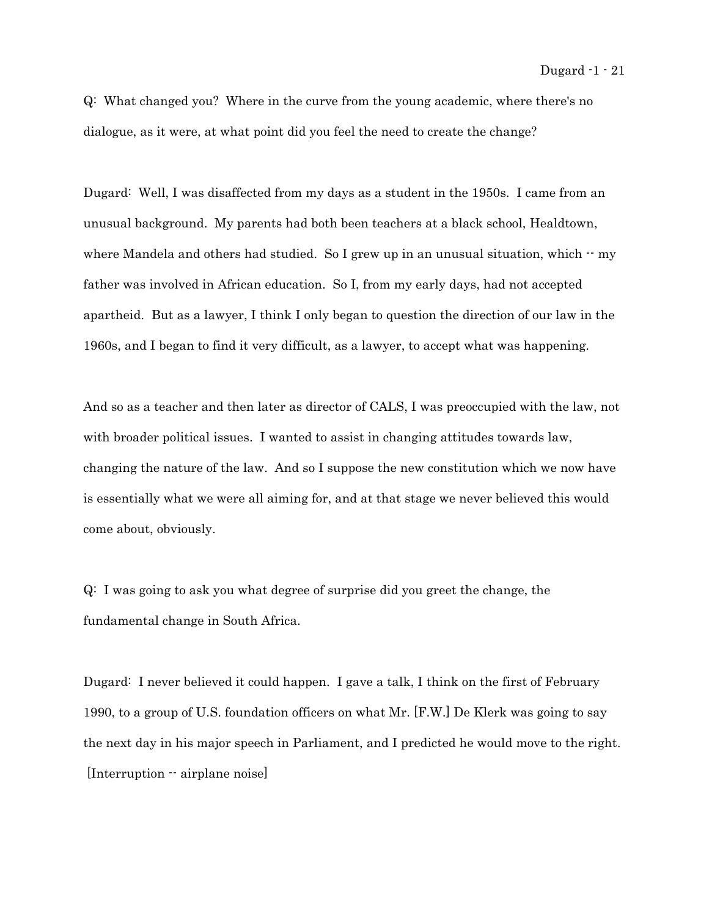Q: What changed you? Where in the curve from the young academic, where there's no dialogue, as it were, at what point did you feel the need to create the change?

Dugard: Well, I was disaffected from my days as a student in the 1950s. I came from an unusual background. My parents had both been teachers at a black school, Healdtown, where Mandela and others had studied. So I grew up in an unusual situation, which -- my father was involved in African education. So I, from my early days, had not accepted apartheid. But as a lawyer, I think I only began to question the direction of our law in the 1960s, and I began to find it very difficult, as a lawyer, to accept what was happening.

And so as a teacher and then later as director of CALS, I was preoccupied with the law, not with broader political issues. I wanted to assist in changing attitudes towards law, changing the nature of the law. And so I suppose the new constitution which we now have is essentially what we were all aiming for, and at that stage we never believed this would come about, obviously.

Q: I was going to ask you what degree of surprise did you greet the change, the fundamental change in South Africa.

Dugard: I never believed it could happen. I gave a talk, I think on the first of February 1990, to a group of U.S. foundation officers on what Mr. [F.W.] De Klerk was going to say the next day in his major speech in Parliament, and I predicted he would move to the right. [Interruption -- airplane noise]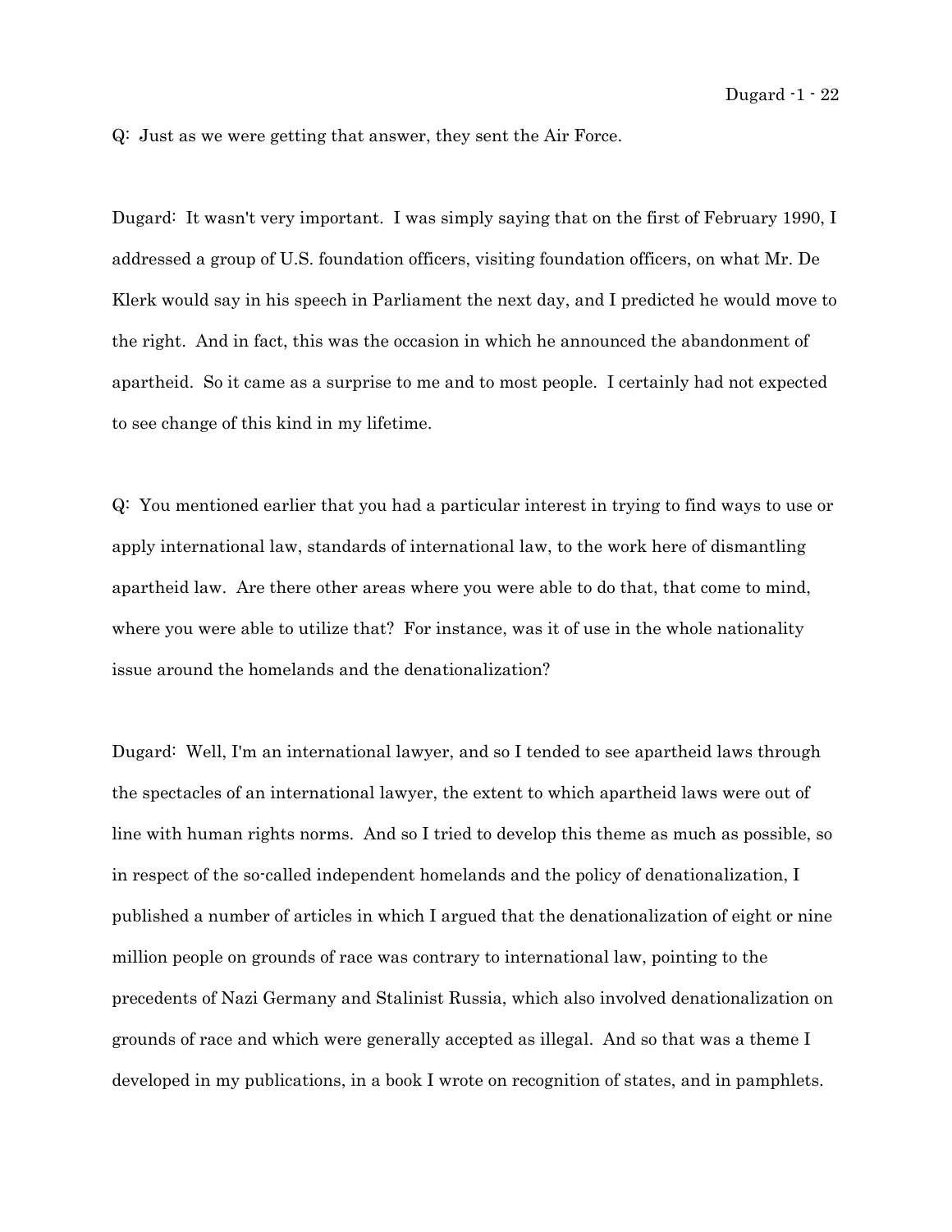Q: Just as we were getting that answer, they sent the Air Force.

Dugard: It wasn't very important. I was simply saying that on the first of February 1990, I addressed a group of U.S. foundation officers, visiting foundation officers, on what Mr. De Klerk would say in his speech in Parliament the next day, and I predicted he would move to the right. And in fact, this was the occasion in which he announced the abandonment of apartheid. So it came as a surprise to me and to most people. I certainly had not expected to see change of this kind in my lifetime.

Q: You mentioned earlier that you had a particular interest in trying to find ways to use or apply international law, standards of international law, to the work here of dismantling apartheid law. Are there other areas where you were able to do that, that come to mind, where you were able to utilize that? For instance, was it of use in the whole nationality issue around the homelands and the denationalization?

Dugard: Well, I'm an international lawyer, and so I tended to see apartheid laws through the spectacles of an international lawyer, the extent to which apartheid laws were out of line with human rights norms. And so I tried to develop this theme as much as possible, so in respect of the so-called independent homelands and the policy of denationalization, I published a number of articles in which I argued that the denationalization of eight or nine million people on grounds of race was contrary to international law, pointing to the precedents of Nazi Germany and Stalinist Russia, which also involved denationalization on grounds of race and which were generally accepted as illegal. And so that was a theme I developed in my publications, in a book I wrote on recognition of states, and in pamphlets.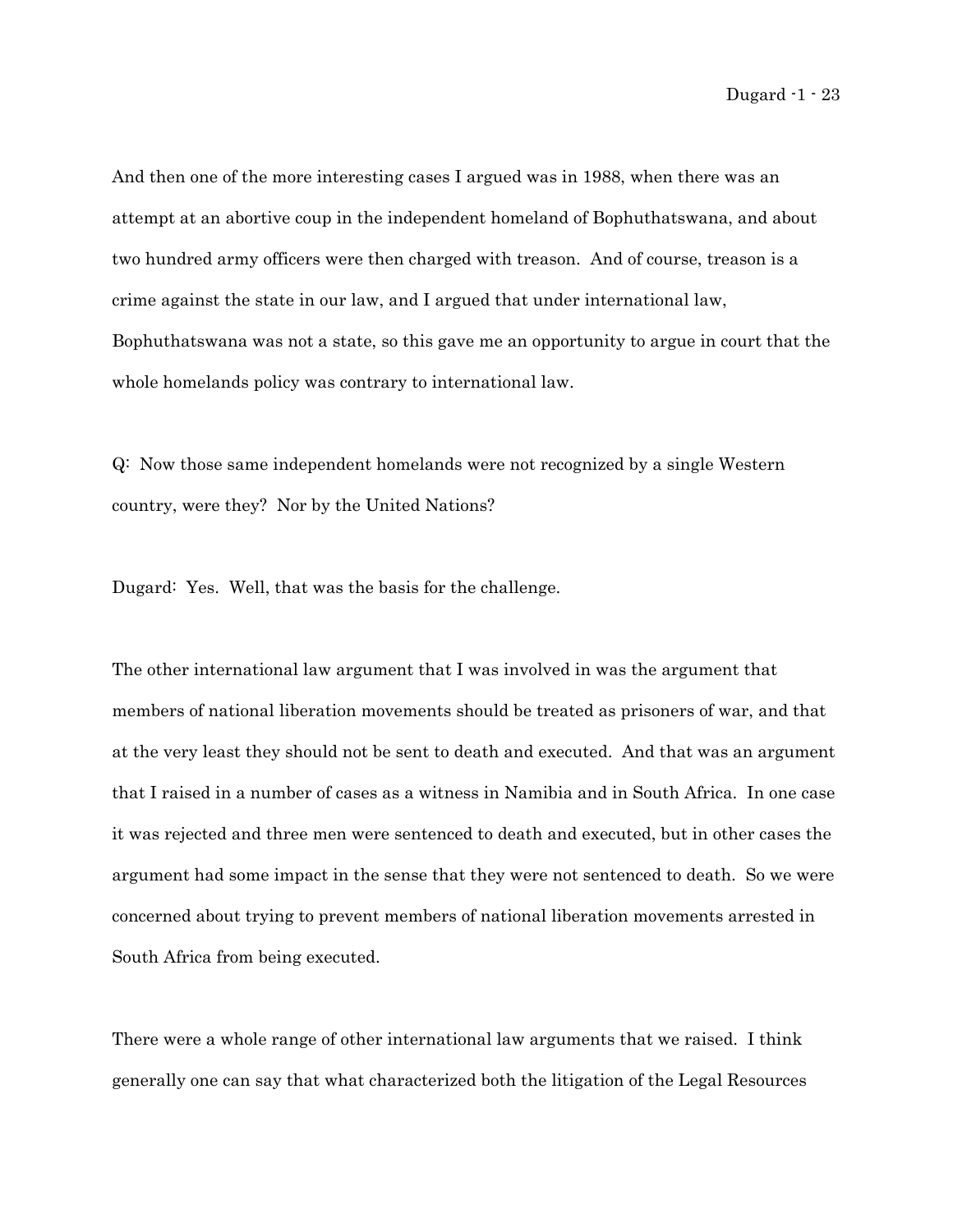And then one of the more interesting cases I argued was in 1988, when there was an attempt at an abortive coup in the independent homeland of Bophuthatswana, and about two hundred army officers were then charged with treason. And of course, treason is a crime against the state in our law, and I argued that under international law, Bophuthatswana was not a state, so this gave me an opportunity to argue in court that the whole homelands policy was contrary to international law.

Q: Now those same independent homelands were not recognized by a single Western country, were they? Nor by the United Nations?

Dugard: Yes. Well, that was the basis for the challenge.

The other international law argument that I was involved in was the argument that members of national liberation movements should be treated as prisoners of war, and that at the very least they should not be sent to death and executed. And that was an argument that I raised in a number of cases as a witness in Namibia and in South Africa. In one case it was rejected and three men were sentenced to death and executed, but in other cases the argument had some impact in the sense that they were not sentenced to death. So we were concerned about trying to prevent members of national liberation movements arrested in South Africa from being executed.

There were a whole range of other international law arguments that we raised. I think generally one can say that what characterized both the litigation of the Legal Resources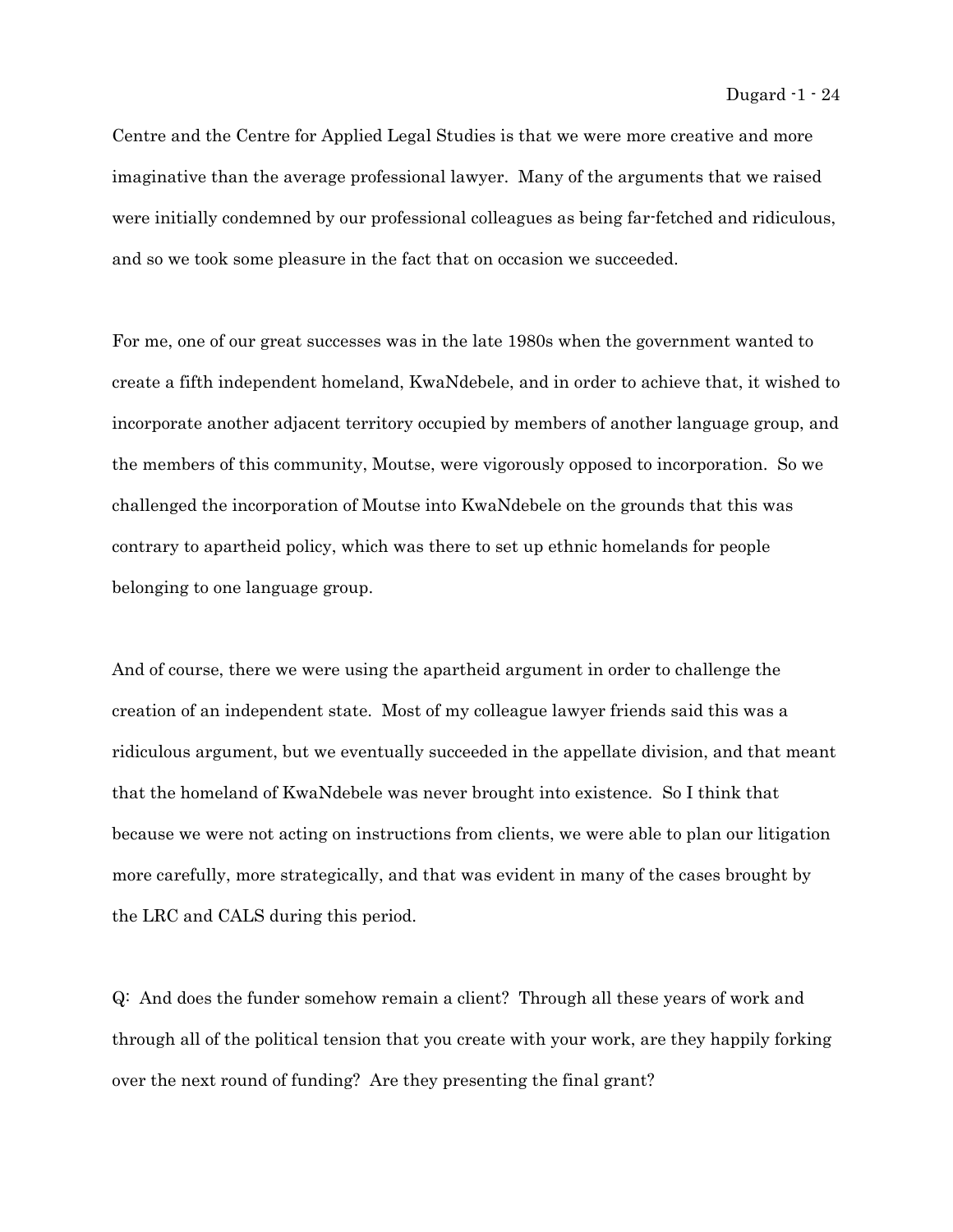Centre and the Centre for Applied Legal Studies is that we were more creative and more imaginative than the average professional lawyer. Many of the arguments that we raised were initially condemned by our professional colleagues as being far-fetched and ridiculous, and so we took some pleasure in the fact that on occasion we succeeded.

For me, one of our great successes was in the late 1980s when the government wanted to create a fifth independent homeland, KwaNdebele, and in order to achieve that, it wished to incorporate another adjacent territory occupied by members of another language group, and the members of this community, Moutse, were vigorously opposed to incorporation. So we challenged the incorporation of Moutse into KwaNdebele on the grounds that this was contrary to apartheid policy, which was there to set up ethnic homelands for people belonging to one language group.

And of course, there we were using the apartheid argument in order to challenge the creation of an independent state. Most of my colleague lawyer friends said this was a ridiculous argument, but we eventually succeeded in the appellate division, and that meant that the homeland of KwaNdebele was never brought into existence. So I think that because we were not acting on instructions from clients, we were able to plan our litigation more carefully, more strategically, and that was evident in many of the cases brought by the LRC and CALS during this period.

Q: And does the funder somehow remain a client? Through all these years of work and through all of the political tension that you create with your work, are they happily forking over the next round of funding? Are they presenting the final grant?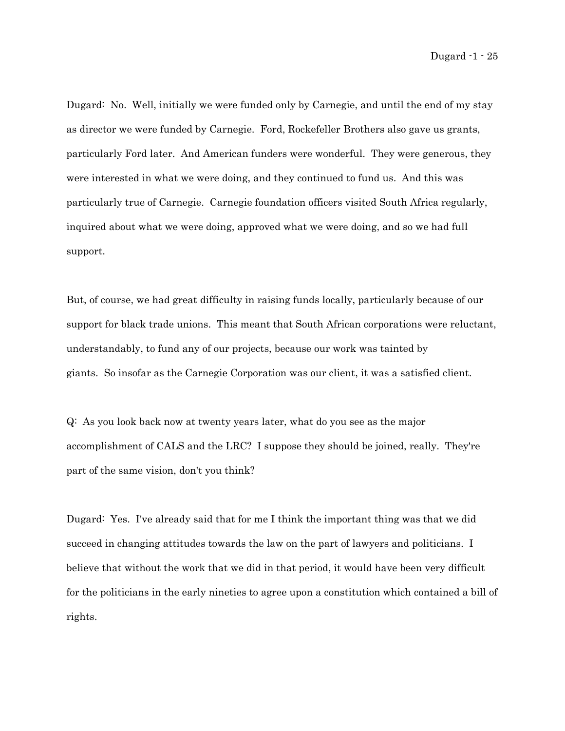Dugard: No. Well, initially we were funded only by Carnegie, and until the end of my stay as director we were funded by Carnegie. Ford, Rockefeller Brothers also gave us grants, particularly Ford later. And American funders were wonderful. They were generous, they were interested in what we were doing, and they continued to fund us. And this was particularly true of Carnegie. Carnegie foundation officers visited South Africa regularly, inquired about what we were doing, approved what we were doing, and so we had full support.

But, of course, we had great difficulty in raising funds locally, particularly because of our support for black trade unions. This meant that South African corporations were reluctant, understandably, to fund any of our projects, because our work was tainted by giants. So insofar as the Carnegie Corporation was our client, it was a satisfied client.

Q: As you look back now at twenty years later, what do you see as the major accomplishment of CALS and the LRC? I suppose they should be joined, really. They're part of the same vision, don't you think?

Dugard: Yes. I've already said that for me I think the important thing was that we did succeed in changing attitudes towards the law on the part of lawyers and politicians. I believe that without the work that we did in that period, it would have been very difficult for the politicians in the early nineties to agree upon a constitution which contained a bill of rights.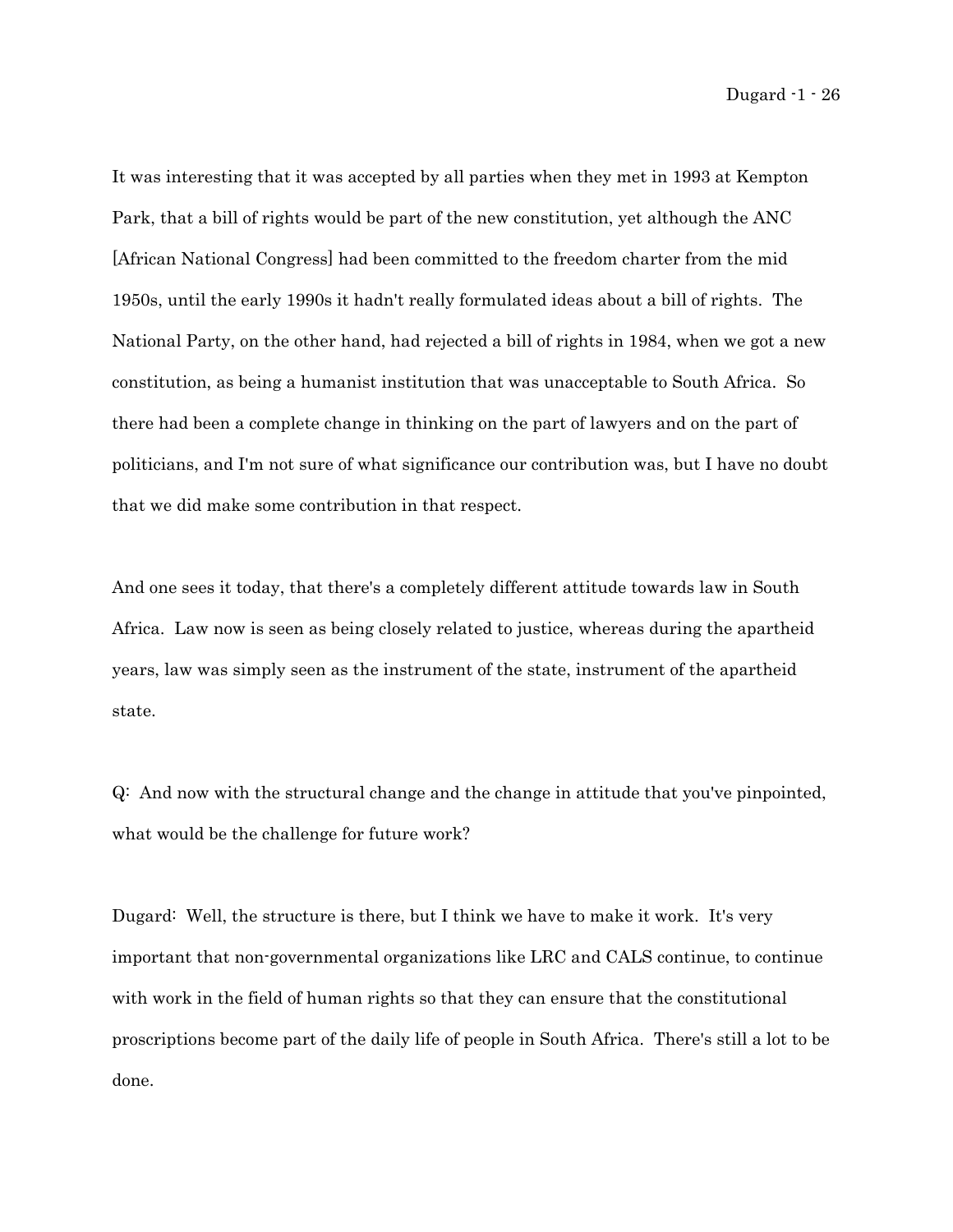It was interesting that it was accepted by all parties when they met in 1993 at Kempton Park, that a bill of rights would be part of the new constitution, yet although the ANC [African National Congress] had been committed to the freedom charter from the mid 1950s, until the early 1990s it hadn't really formulated ideas about a bill of rights. The National Party, on the other hand, had rejected a bill of rights in 1984, when we got a new constitution, as being a humanist institution that was unacceptable to South Africa. So there had been a complete change in thinking on the part of lawyers and on the part of politicians, and I'm not sure of what significance our contribution was, but I have no doubt that we did make some contribution in that respect.

And one sees it today, that there's a completely different attitude towards law in South Africa. Law now is seen as being closely related to justice, whereas during the apartheid years, law was simply seen as the instrument of the state, instrument of the apartheid state.

Q: And now with the structural change and the change in attitude that you've pinpointed, what would be the challenge for future work?

Dugard: Well, the structure is there, but I think we have to make it work. It's very important that non-governmental organizations like LRC and CALS continue, to continue with work in the field of human rights so that they can ensure that the constitutional proscriptions become part of the daily life of people in South Africa. There's still a lot to be done.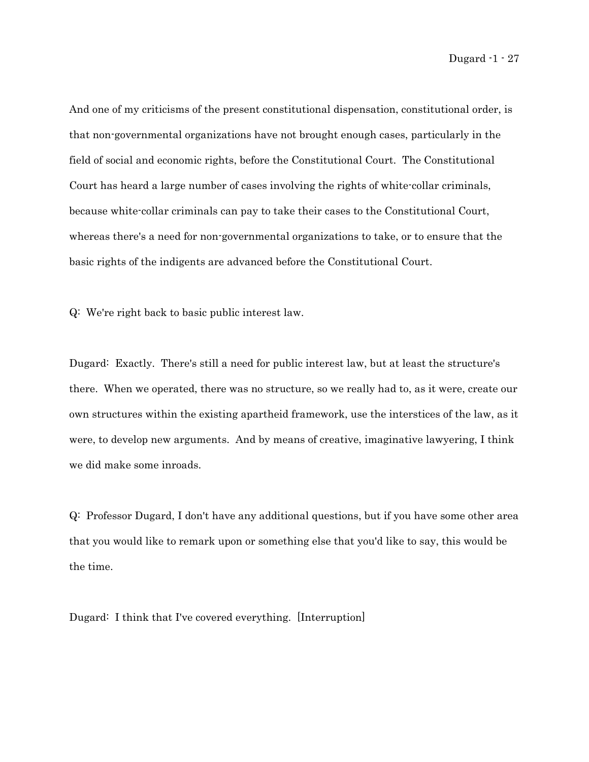And one of my criticisms of the present constitutional dispensation, constitutional order, is that non-governmental organizations have not brought enough cases, particularly in the field of social and economic rights, before the Constitutional Court. The Constitutional Court has heard a large number of cases involving the rights of white-collar criminals, because white-collar criminals can pay to take their cases to the Constitutional Court, whereas there's a need for non-governmental organizations to take, or to ensure that the basic rights of the indigents are advanced before the Constitutional Court.

Q: We're right back to basic public interest law.

Dugard: Exactly. There's still a need for public interest law, but at least the structure's there. When we operated, there was no structure, so we really had to, as it were, create our own structures within the existing apartheid framework, use the interstices of the law, as it were, to develop new arguments. And by means of creative, imaginative lawyering, I think we did make some inroads.

Q: Professor Dugard, I don't have any additional questions, but if you have some other area that you would like to remark upon or something else that you'd like to say, this would be the time.

Dugard: I think that I've covered everything. [Interruption]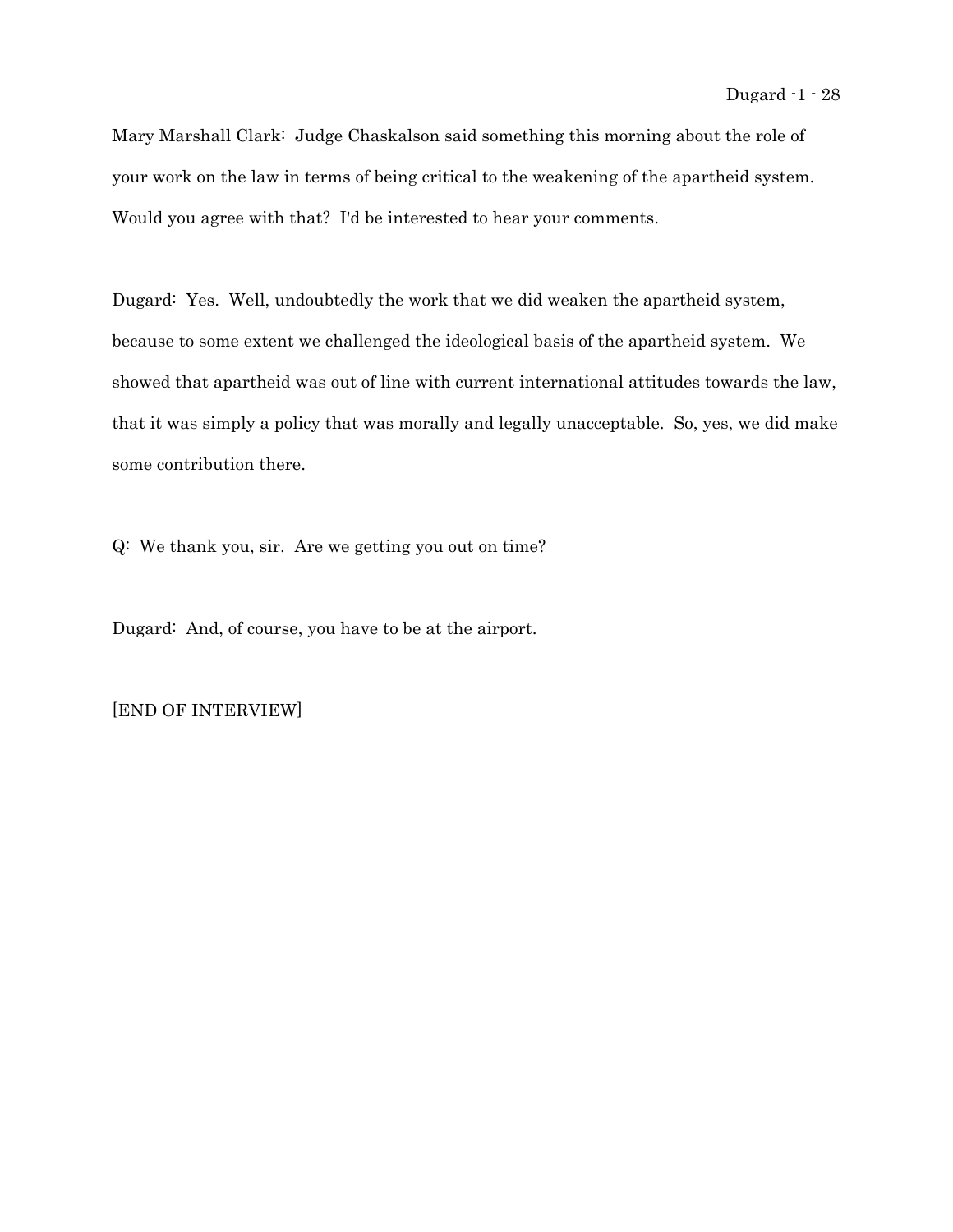Mary Marshall Clark: Judge Chaskalson said something this morning about the role of your work on the law in terms of being critical to the weakening of the apartheid system. Would you agree with that? I'd be interested to hear your comments.

Dugard: Yes. Well, undoubtedly the work that we did weaken the apartheid system, because to some extent we challenged the ideological basis of the apartheid system. We showed that apartheid was out of line with current international attitudes towards the law, that it was simply a policy that was morally and legally unacceptable. So, yes, we did make some contribution there.

Q: We thank you, sir. Are we getting you out on time?

Dugard: And, of course, you have to be at the airport.

[END OF INTERVIEW]